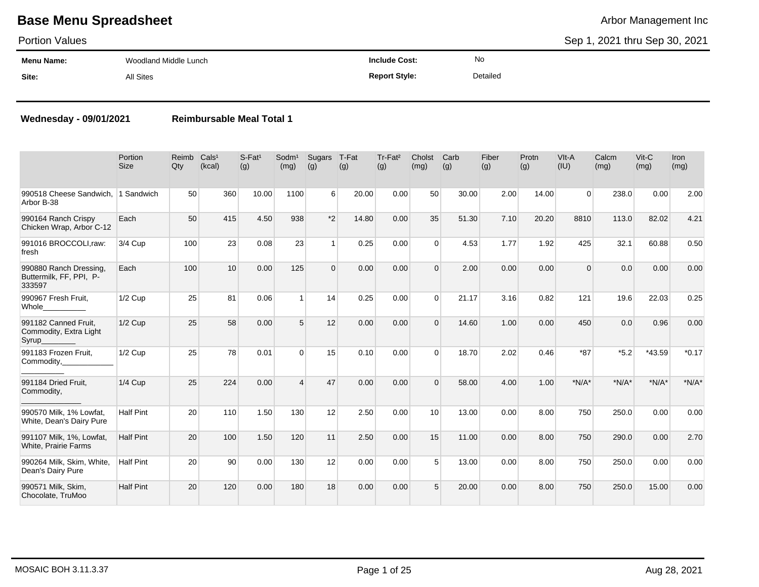# Base Menu Spreadsheet

Arbor Management Inc

Portion Values

Sep 1, 2021 thru Sep 30, 2021

| | | | |
|---|---|---|---|
| **Menu Name:** | Woodland Middle Lunch | **Include Cost:** | No |
| **Site:** | All Sites | **Report Style:** | Detailed |

**Wednesday - 09/01/2021** **Reimbursable Meal Total 1**

| | Portion Size | Reimb Qty | Cals[1] (kcal) | S-Fat[1] (g) | Sodm[1] (mg) | Sugars (g) | T-Fat (g) | Tr-Fat[2] (g) | Cholst (mg) | Carb (g) | Fiber (g) | Protn (g) | VIt-A (IU) | Calcm (mg) | Vit-C (mg) | Iron (mg) |
|---|---|---|---|---|---|---|---|---|---|---|---|---|---|---|---|---|
| 990518 Cheese Sandwich, Arbor B-38 | 1 Sandwich | 50 | 360 | 10.00 | 1100 | 6 | 20.00 | 0.00 | 50 | 30.00 | 2.00 | 14.00 | 0 | 238.0 | 0.00 | 2.00 |
| 990164 Ranch Crispy Chicken Wrap, Arbor C-12 | Each | 50 | 415 | 4.50 | 938 | *2 | 14.80 | 0.00 | 35 | 51.30 | 7.10 | 20.20 | 8810 | 113.0 | 82.02 | 4.21 |
| 991016 BROCCOLI,raw: fresh | 3/4 Cup | 100 | 23 | 0.08 | 23 | 1 | 0.25 | 0.00 | 0 | 4.53 | 1.77 | 1.92 | 425 | 32.1 | 60.88 | 0.50 |
| 990880 Ranch Dressing, Buttermilk, FF, PPI, P-333597 | Each | 100 | 10 | 0.00 | 125 | 0 | 0.00 | 0.00 | 0 | 2.00 | 0.00 | 0.00 | 0 | 0.0 | 0.00 | 0.00 |
| 990967 Fresh Fruit, Whole__________ | 1/2 Cup | 25 | 81 | 0.06 | 1 | 14 | 0.25 | 0.00 | 0 | 21.17 | 3.16 | 0.82 | 121 | 19.6 | 22.03 | 0.25 |
| 991182 Canned Fruit, Commodity, Extra Light Syrup________ | 1/2 Cup | 25 | 58 | 0.00 | 5 | 12 | 0.00 | 0.00 | 0 | 14.60 | 1.00 | 0.00 | 450 | 0.0 | 0.96 | 0.00 |
| 991183 Frozen Fruit, Commodity,____________ __________ | 1/2 Cup | 25 | 78 | 0.01 | 0 | 15 | 0.10 | 0.00 | 0 | 18.70 | 2.02 | 0.46 | *87 | *5.2 | *43.59 | *0.17 |
| 991184 Dried Fruit, Commodity, ______________ | 1/4 Cup | 25 | 224 | 0.00 | 4 | 47 | 0.00 | 0.00 | 0 | 58.00 | 4.00 | 1.00 | *N/A* | *N/A* | *N/A* | *N/A* |
| 990570 Milk, 1% Lowfat, White, Dean's Dairy Pure | Half Pint | 20 | 110 | 1.50 | 130 | 12 | 2.50 | 0.00 | 10 | 13.00 | 0.00 | 8.00 | 750 | 250.0 | 0.00 | 0.00 |
| 991107 Milk, 1%, Lowfat, White, Prairie Farms | Half Pint | 20 | 100 | 1.50 | 120 | 11 | 2.50 | 0.00 | 15 | 11.00 | 0.00 | 8.00 | 750 | 290.0 | 0.00 | 2.70 |
| 990264 Milk, Skim, White, Dean's Dairy Pure | Half Pint | 20 | 90 | 0.00 | 130 | 12 | 0.00 | 0.00 | 5 | 13.00 | 0.00 | 8.00 | 750 | 250.0 | 0.00 | 0.00 |
| 990571 Milk, Skim, Chocolate, TruMoo | Half Pint | 20 | 120 | 0.00 | 180 | 18 | 0.00 | 0.00 | 5 | 20.00 | 0.00 | 8.00 | 750 | 250.0 | 15.00 | 0.00 |

MOSAIC BOH 3.11.3.37 Aug 28, 2021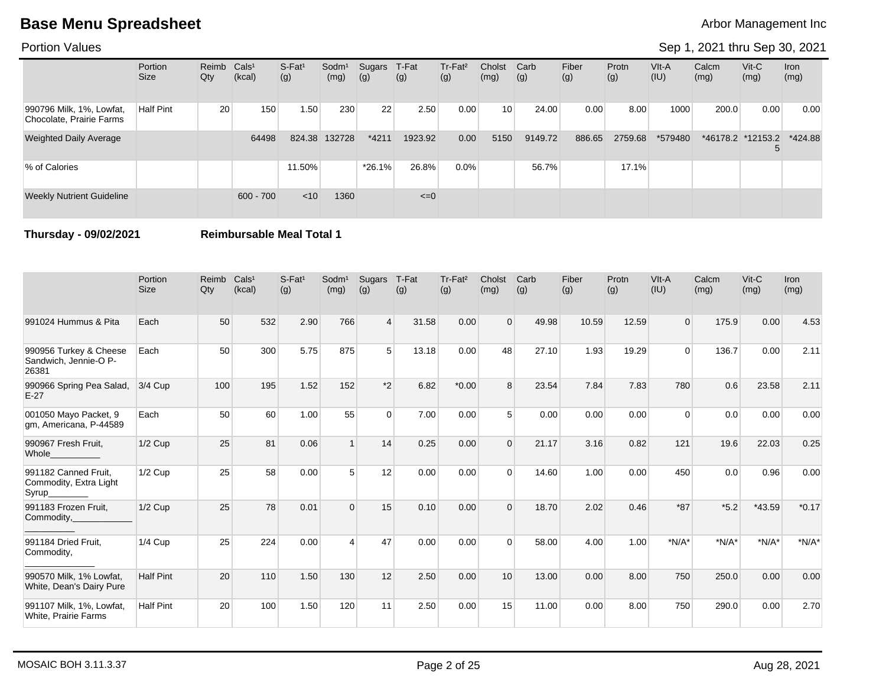# Base Menu Spreadsheet

Arbor Management Inc

Portion Values

Sep 1, 2021 thru Sep 30, 2021

| | Portion Size | Reimb Qty | Cals¹ (kcal) | S-Fat¹ (g) | Sodm¹ (mg) | Sugars (g) | T-Fat (g) | Tr-Fat² (g) | Cholst (mg) | Carb (g) | Fiber (g) | Protn (g) | VIt-A (IU) | Calcm (mg) | Vit-C (mg) | Iron (mg) |
|---|---|---|---|---|---|---|---|---|---|---|---|---|---|---|---|---|
| 990796 Milk, 1%, Lowfat, Chocolate, Prairie Farms | Half Pint | 20 | 150 | 1.50 | 230 | 22 | 2.50 | 0.00 | 10 | 24.00 | 0.00 | 8.00 | 1000 | 200.0 | 0.00 | 0.00 |
| Weighted Daily Average | | | 64498 | 824.38 | 132728 | *4211 | 1923.92 | 0.00 | 5150 | 9149.72 | 886.65 | 2759.68 | *579480 | *46178.2 | *12153.25 | *424.88 |
| % of Calories | | | | 11.50% | | *26.1% | 26.8% | 0.0% | | 56.7% | | 17.1% | | | | |
| Weekly Nutrient Guideline | | | 600 - 700 | <10 | 1360 | | <=0 | | | | | | | | | |

**Thursday - 09/02/2021** **Reimbursable Meal Total 1**

| | Portion Size | Reimb Qty | Cals¹ (kcal) | S-Fat¹ (g) | Sodm¹ (mg) | Sugars (g) | T-Fat (g) | Tr-Fat² (g) | Cholst (mg) | Carb (g) | Fiber (g) | Protn (g) | VIt-A (IU) | Calcm (mg) | Vit-C (mg) | Iron (mg) |
|---|---|---|---|---|---|---|---|---|---|---|---|---|---|---|---|---|
| 991024 Hummus & Pita | Each | 50 | 532 | 2.90 | 766 | 4 | 31.58 | 0.00 | 0 | 49.98 | 10.59 | 12.59 | 0 | 175.9 | 0.00 | 4.53 |
| 990956 Turkey & Cheese Sandwich, Jennie-O P-26381 | Each | 50 | 300 | 5.75 | 875 | 5 | 13.18 | 0.00 | 48 | 27.10 | 1.93 | 19.29 | 0 | 136.7 | 0.00 | 2.11 |
| 990966 Spring Pea Salad, E-27 | 3/4 Cup | 100 | 195 | 1.52 | 152 | *2 | 6.82 | *0.00 | 8 | 23.54 | 7.84 | 7.83 | 780 | 0.6 | 23.58 | 2.11 |
| 001050 Mayo Packet, 9 gm, Americana, P-44589 | Each | 50 | 60 | 1.00 | 55 | 0 | 7.00 | 0.00 | 5 | 0.00 | 0.00 | 0.00 | 0 | 0.0 | 0.00 | 0.00 |
| 990967 Fresh Fruit, Whole__________ | 1/2 Cup | 25 | 81 | 0.06 | 1 | 14 | 0.25 | 0.00 | 0 | 21.17 | 3.16 | 0.82 | 121 | 19.6 | 22.03 | 0.25 |
| 991182 Canned Fruit, Commodity, Extra Light Syrup________ | 1/2 Cup | 25 | 58 | 0.00 | 5 | 12 | 0.00 | 0.00 | 0 | 14.60 | 1.00 | 0.00 | 450 | 0.0 | 0.96 | 0.00 |
| 991183 Frozen Fruit, Commodity,______________________ | 1/2 Cup | 25 | 78 | 0.01 | 0 | 15 | 0.10 | 0.00 | 0 | 18.70 | 2.02 | 0.46 | *87 | *5.2 | *43.59 | *0.17 |
| 991184 Dried Fruit, Commodity, ______________ | 1/4 Cup | 25 | 224 | 0.00 | 4 | 47 | 0.00 | 0.00 | 0 | 58.00 | 4.00 | 1.00 | *N/A* | *N/A* | *N/A* | *N/A* |
| 990570 Milk, 1% Lowfat, White, Dean's Dairy Pure | Half Pint | 20 | 110 | 1.50 | 130 | 12 | 2.50 | 0.00 | 10 | 13.00 | 0.00 | 8.00 | 750 | 250.0 | 0.00 | 0.00 |
| 991107 Milk, 1%, Lowfat, White, Prairie Farms | Half Pint | 20 | 100 | 1.50 | 120 | 11 | 2.50 | 0.00 | 15 | 11.00 | 0.00 | 8.00 | 750 | 290.0 | 0.00 | 2.70 |

MOSAIC BOH 3.11.3.37 Aug 28, 2021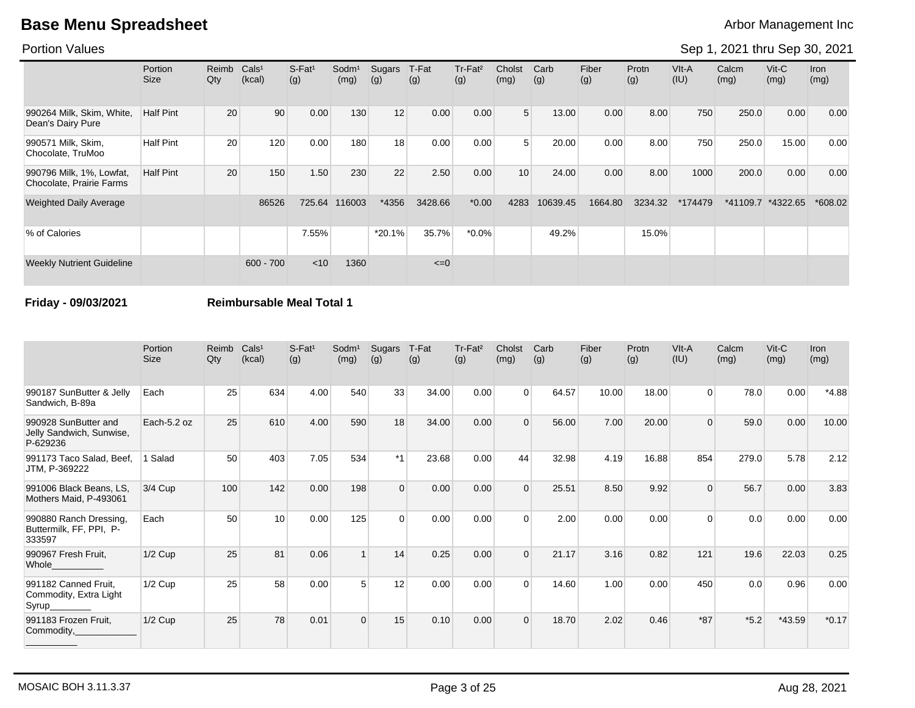# Base Menu Spreadsheet

Arbor Management Inc

Portion Values

Sep 1, 2021 thru Sep 30, 2021

| | Portion Size | Reimb Qty | Cals¹ (kcal) | S-Fat¹ (g) | Sodm¹ (mg) | Sugars (g) | T-Fat (g) | Tr-Fat² (g) | Cholst (mg) | Carb (g) | Fiber (g) | Protn (g) | VIt-A (IU) | Calcm (mg) | Vit-C (mg) | Iron (mg) |
|---|---|---|---|---|---|---|---|---|---|---|---|---|---|---|---|---|
| 990264 Milk, Skim, White, Dean's Dairy Pure | Half Pint | 20 | 90 | 0.00 | 130 | 12 | 0.00 | 0.00 | 5 | 13.00 | 0.00 | 8.00 | 750 | 250.0 | 0.00 | 0.00 |
| 990571 Milk, Skim, Chocolate, TruMoo | Half Pint | 20 | 120 | 0.00 | 180 | 18 | 0.00 | 0.00 | 5 | 20.00 | 0.00 | 8.00 | 750 | 250.0 | 15.00 | 0.00 |
| 990796 Milk, 1%, Lowfat, Chocolate, Prairie Farms | Half Pint | 20 | 150 | 1.50 | 230 | 22 | 2.50 | 0.00 | 10 | 24.00 | 0.00 | 8.00 | 1000 | 200.0 | 0.00 | 0.00 |
| Weighted Daily Average | | | 86526 | 725.64 | 116003 | *4356 | 3428.66 | *0.00 | 4283 | 10639.45 | 1664.80 | 3234.32 | *174479 | *41109.7 | *4322.65 | *608.02 |
| % of Calories | | | | 7.55% | | *20.1% | 35.7% | *0.0% | | 49.2% | | 15.0% | | | | |
| Weekly Nutrient Guideline | | | 600 - 700 | <10 | 1360 | | <=0 | | | | | | | | | |

**Friday - 09/03/2021** **Reimbursable Meal Total 1**

| | Portion Size | Reimb Qty | Cals¹ (kcal) | S-Fat¹ (g) | Sodm¹ (mg) | Sugars (g) | T-Fat (g) | Tr-Fat² (g) | Cholst (mg) | Carb (g) | Fiber (g) | Protn (g) | VIt-A (IU) | Calcm (mg) | Vit-C (mg) | Iron (mg) |
|---|---|---|---|---|---|---|---|---|---|---|---|---|---|---|---|---|
| 990187 SunButter & Jelly Sandwich, B-89a | Each | 25 | 634 | 4.00 | 540 | 33 | 34.00 | 0.00 | 0 | 64.57 | 10.00 | 18.00 | 0 | 78.0 | 0.00 | *4.88 |
| 990928 SunButter and Jelly Sandwich, Sunwise, P-629236 | Each-5.2 oz | 25 | 610 | 4.00 | 590 | 18 | 34.00 | 0.00 | 0 | 56.00 | 7.00 | 20.00 | 0 | 59.0 | 0.00 | 10.00 |
| 991173 Taco Salad, Beef, JTM, P-369222 | 1 Salad | 50 | 403 | 7.05 | 534 | *1 | 23.68 | 0.00 | 44 | 32.98 | 4.19 | 16.88 | 854 | 279.0 | 5.78 | 2.12 |
| 991006 Black Beans, LS, Mothers Maid, P-493061 | 3/4 Cup | 100 | 142 | 0.00 | 198 | 0 | 0.00 | 0.00 | 0 | 25.51 | 8.50 | 9.92 | 0 | 56.7 | 0.00 | 3.83 |
| 990880 Ranch Dressing, Buttermilk, FF, PPI, P-333597 | Each | 50 | 10 | 0.00 | 125 | 0 | 0.00 | 0.00 | 0 | 2.00 | 0.00 | 0.00 | 0 | 0.0 | 0.00 | 0.00 |
| 990967 Fresh Fruit, Whole__________ | 1/2 Cup | 25 | 81 | 0.06 | 1 | 14 | 0.25 | 0.00 | 0 | 21.17 | 3.16 | 0.82 | 121 | 19.6 | 22.03 | 0.25 |
| 991182 Canned Fruit, Commodity, Extra Light Syrup________ | 1/2 Cup | 25 | 58 | 0.00 | 5 | 12 | 0.00 | 0.00 | 0 | 14.60 | 1.00 | 0.00 | 450 | 0.0 | 0.96 | 0.00 |
| 991183 Frozen Fruit, Commodity,____________ __________ | 1/2 Cup | 25 | 78 | 0.01 | 0 | 15 | 0.10 | 0.00 | 0 | 18.70 | 2.02 | 0.46 | *87 | *5.2 | *43.59 | *0.17 |

MOSAIC BOH 3.11.3.37

Aug 28, 2021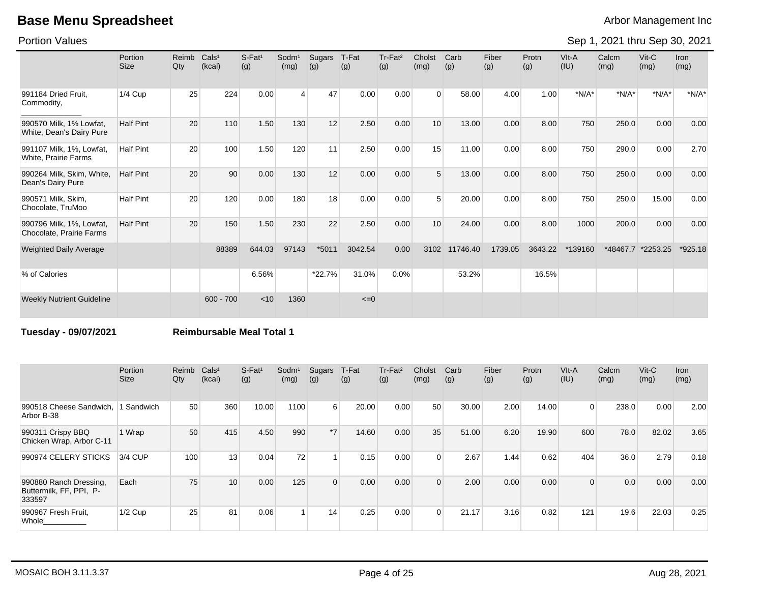# Base Menu Spreadsheet

Arbor Management Inc

Portion Values

Sep 1, 2021 thru Sep 30, 2021

| | Portion Size | Reimb Qty | Cals[1] (kcal) | S-Fat[1] (g) | Sodm[1] (mg) | Sugars (g) | T-Fat (g) | Tr-Fat[2] (g) | Cholst (mg) | Carb (g) | Fiber (g) | Protn (g) | VIt-A (IU) | Calcm (mg) | Vit-C (mg) | Iron (mg) |
|---|---|---|---|---|---|---|---|---|---|---|---|---|---|---|---|---|
| 991184 Dried Fruit, Commodity, ___________ | 1/4 Cup | 25 | 224 | 0.00 | 4 | 47 | 0.00 | 0.00 | 0 | 58.00 | 4.00 | 1.00 | *N/A* | *N/A* | *N/A* | *N/A* |
| 990570 Milk, 1% Lowfat, White, Dean's Dairy Pure | Half Pint | 20 | 110 | 1.50 | 130 | 12 | 2.50 | 0.00 | 10 | 13.00 | 0.00 | 8.00 | 750 | 250.0 | 0.00 | 0.00 |
| 991107 Milk, 1%, Lowfat, White, Prairie Farms | Half Pint | 20 | 100 | 1.50 | 120 | 11 | 2.50 | 0.00 | 15 | 11.00 | 0.00 | 8.00 | 750 | 290.0 | 0.00 | 2.70 |
| 990264 Milk, Skim, White, Dean's Dairy Pure | Half Pint | 20 | 90 | 0.00 | 130 | 12 | 0.00 | 0.00 | 5 | 13.00 | 0.00 | 8.00 | 750 | 250.0 | 0.00 | 0.00 |
| 990571 Milk, Skim, Chocolate, TruMoo | Half Pint | 20 | 120 | 0.00 | 180 | 18 | 0.00 | 0.00 | 5 | 20.00 | 0.00 | 8.00 | 750 | 250.0 | 15.00 | 0.00 |
| 990796 Milk, 1%, Lowfat, Chocolate, Prairie Farms | Half Pint | 20 | 150 | 1.50 | 230 | 22 | 2.50 | 0.00 | 10 | 24.00 | 0.00 | 8.00 | 1000 | 200.0 | 0.00 | 0.00 |
| Weighted Daily Average | | | 88389 | 644.03 | 97143 | *5011 | 3042.54 | 0.00 | 3102 | 11746.40 | 1739.05 | 3643.22 | *139160 | *48467.7 | *2253.25 | *925.18 |
| % of Calories | | | | 6.56% | | *22.7% | 31.0% | 0.0% | | 53.2% | | 16.5% | | | | |
| Weekly Nutrient Guideline | | | 600 - 700 | <10 | 1360 | | <=0 | | | | | | | | | |

**Tuesday - 09/07/2021** **Reimbursable Meal Total 1**

| | Portion Size | Reimb Qty | Cals[1] (kcal) | S-Fat[1] (g) | Sodm[1] (mg) | Sugars (g) | T-Fat (g) | Tr-Fat[2] (g) | Cholst (mg) | Carb (g) | Fiber (g) | Protn (g) | VIt-A (IU) | Calcm (mg) | Vit-C (mg) | Iron (mg) |
|---|---|---|---|---|---|---|---|---|---|---|---|---|---|---|---|---|
| 990518 Cheese Sandwich, Arbor B-38 | 1 Sandwich | 50 | 360 | 10.00 | 1100 | 6 | 20.00 | 0.00 | 50 | 30.00 | 2.00 | 14.00 | 0 | 238.0 | 0.00 | 2.00 |
| 990311 Crispy BBQ Chicken Wrap, Arbor C-11 | 1 Wrap | 50 | 415 | 4.50 | 990 | *7 | 14.60 | 0.00 | 35 | 51.00 | 6.20 | 19.90 | 600 | 78.0 | 82.02 | 3.65 |
| 990974 CELERY STICKS | 3/4 CUP | 100 | 13 | 0.04 | 72 | 1 | 0.15 | 0.00 | 0 | 2.67 | 1.44 | 0.62 | 404 | 36.0 | 2.79 | 0.18 |
| 990880 Ranch Dressing, Buttermilk, FF, PPI, P-333597 | Each | 75 | 10 | 0.00 | 125 | 0 | 0.00 | 0.00 | 0 | 2.00 | 0.00 | 0.00 | 0 | 0.0 | 0.00 | 0.00 |
| 990967 Fresh Fruit, Whole__________ | 1/2 Cup | 25 | 81 | 0.06 | 1 | 14 | 0.25 | 0.00 | 0 | 21.17 | 3.16 | 0.82 | 121 | 19.6 | 22.03 | 0.25 |

MOSAIC BOH 3.11.3.37 Aug 28, 2021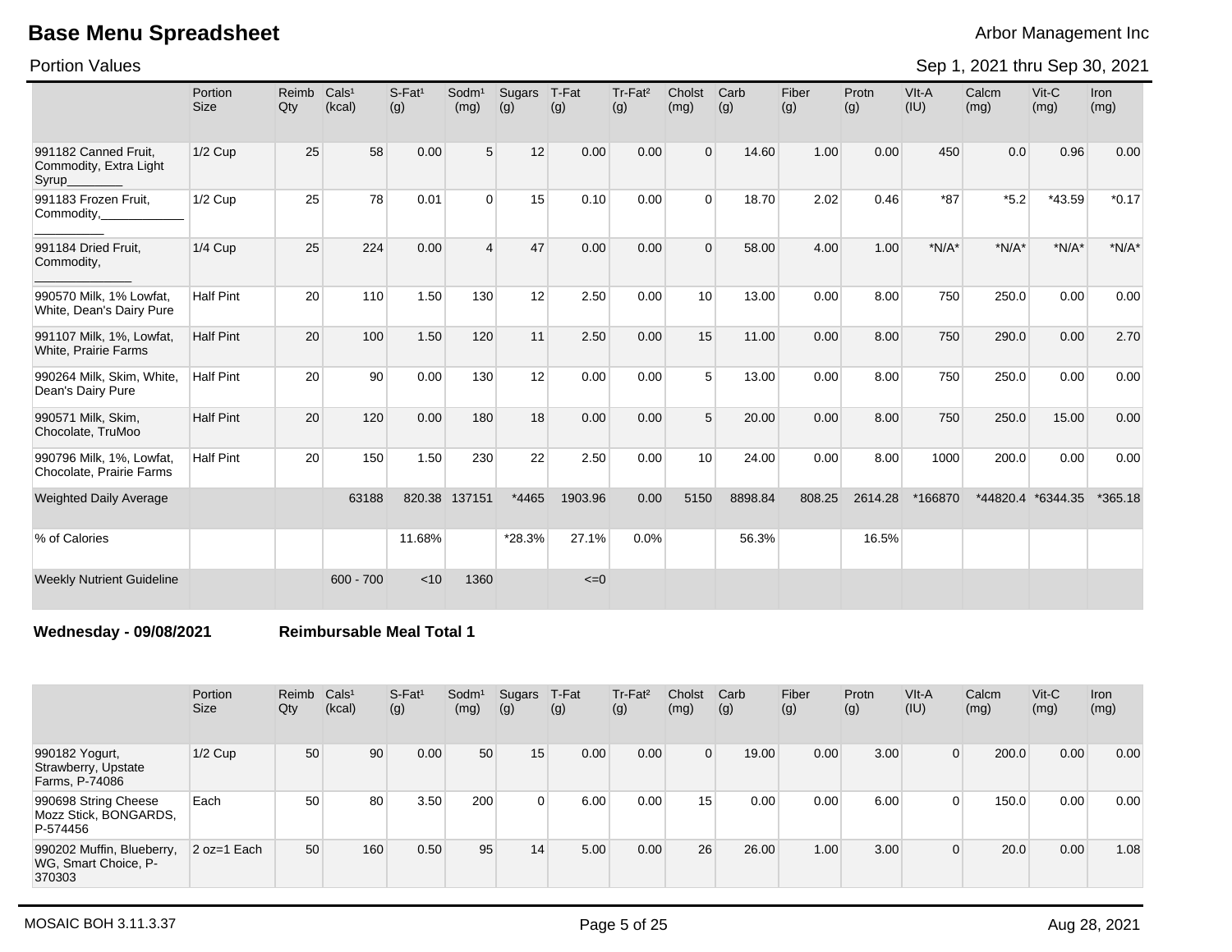# Base Menu Spreadsheet

Arbor Management Inc

Portion Values

Sep 1, 2021 thru Sep 30, 2021

| | Portion Size | Reimb Qty | Cals[1] (kcal) | S-Fat[1] (g) | Sodm[1] (mg) | Sugars (g) | T-Fat (g) | Tr-Fat[2] (g) | Cholst (mg) | Carb (g) | Fiber (g) | Protn (g) | VIt-A (IU) | Calcm (mg) | Vit-C (mg) | Iron (mg) |
|---|---|---|---|---|---|---|---|---|---|---|---|---|---|---|---|---|
| 991182 Canned Fruit, Commodity, Extra Light Syrup________ | 1/2 Cup | 25 | 58 | 0.00 | 5 | 12 | 0.00 | 0.00 | 0 | 14.60 | 1.00 | 0.00 | 450 | 0.0 | 0.96 | 0.00 |
| 991183 Frozen Fruit, Commodity,____________ __________ | 1/2 Cup | 25 | 78 | 0.01 | 0 | 15 | 0.10 | 0.00 | 0 | 18.70 | 2.02 | 0.46 | *87 | *5.2 | *43.59 | *0.17 |
| 991184 Dried Fruit, Commodity, ______________ | 1/4 Cup | 25 | 224 | 0.00 | 4 | 47 | 0.00 | 0.00 | 0 | 58.00 | 4.00 | 1.00 | *N/A* | *N/A* | *N/A* | *N/A* |
| 990570 Milk, 1% Lowfat, White, Dean's Dairy Pure | Half Pint | 20 | 110 | 1.50 | 130 | 12 | 2.50 | 0.00 | 10 | 13.00 | 0.00 | 8.00 | 750 | 250.0 | 0.00 | 0.00 |
| 991107 Milk, 1%, Lowfat, White, Prairie Farms | Half Pint | 20 | 100 | 1.50 | 120 | 11 | 2.50 | 0.00 | 15 | 11.00 | 0.00 | 8.00 | 750 | 290.0 | 0.00 | 2.70 |
| 990264 Milk, Skim, White, Dean's Dairy Pure | Half Pint | 20 | 90 | 0.00 | 130 | 12 | 0.00 | 0.00 | 5 | 13.00 | 0.00 | 8.00 | 750 | 250.0 | 0.00 | 0.00 |
| 990571 Milk, Skim, Chocolate, TruMoo | Half Pint | 20 | 120 | 0.00 | 180 | 18 | 0.00 | 0.00 | 5 | 20.00 | 0.00 | 8.00 | 750 | 250.0 | 15.00 | 0.00 |
| 990796 Milk, 1%, Lowfat, Chocolate, Prairie Farms | Half Pint | 20 | 150 | 1.50 | 230 | 22 | 2.50 | 0.00 | 10 | 24.00 | 0.00 | 8.00 | 1000 | 200.0 | 0.00 | 0.00 |
| Weighted Daily Average | | | 63188 | 820.38 | 137151 | *4465 | 1903.96 | 0.00 | 5150 | 8898.84 | 808.25 | 2614.28 | *166870 | *44820.4 | *6344.35 | *365.18 |
| % of Calories | | | | 11.68% | | *28.3% | 27.1% | 0.0% | | 56.3% | | 16.5% | | | | |
| Weekly Nutrient Guideline | | | 600 - 700 | <10 | 1360 | | <=0 | | | | | | | | | |

**Wednesday - 09/08/2021** **Reimbursable Meal Total 1**

| | Portion Size | Reimb Qty | Cals[1] (kcal) | S-Fat[1] (g) | Sodm[1] (mg) | Sugars (g) | T-Fat (g) | Tr-Fat[2] (g) | Cholst (mg) | Carb (g) | Fiber (g) | Protn (g) | VIt-A (IU) | Calcm (mg) | Vit-C (mg) | Iron (mg) |
|---|---|---|---|---|---|---|---|---|---|---|---|---|---|---|---|---|
| 990182 Yogurt, Strawberry, Upstate Farms, P-74086 | 1/2 Cup | 50 | 90 | 0.00 | 50 | 15 | 0.00 | 0.00 | 0 | 19.00 | 0.00 | 3.00 | 0 | 200.0 | 0.00 | 0.00 |
| 990698 String Cheese Mozz Stick, BONGARDS, P-574456 | Each | 50 | 80 | 3.50 | 200 | 0 | 6.00 | 0.00 | 15 | 0.00 | 0.00 | 6.00 | 0 | 150.0 | 0.00 | 0.00 |
| 990202 Muffin, Blueberry, WG, Smart Choice, P-370303 | 2 oz=1 Each | 50 | 160 | 0.50 | 95 | 14 | 5.00 | 0.00 | 26 | 26.00 | 1.00 | 3.00 | 0 | 20.0 | 0.00 | 1.08 |

MOSAIC BOH 3.11.3.37 Aug 28, 2021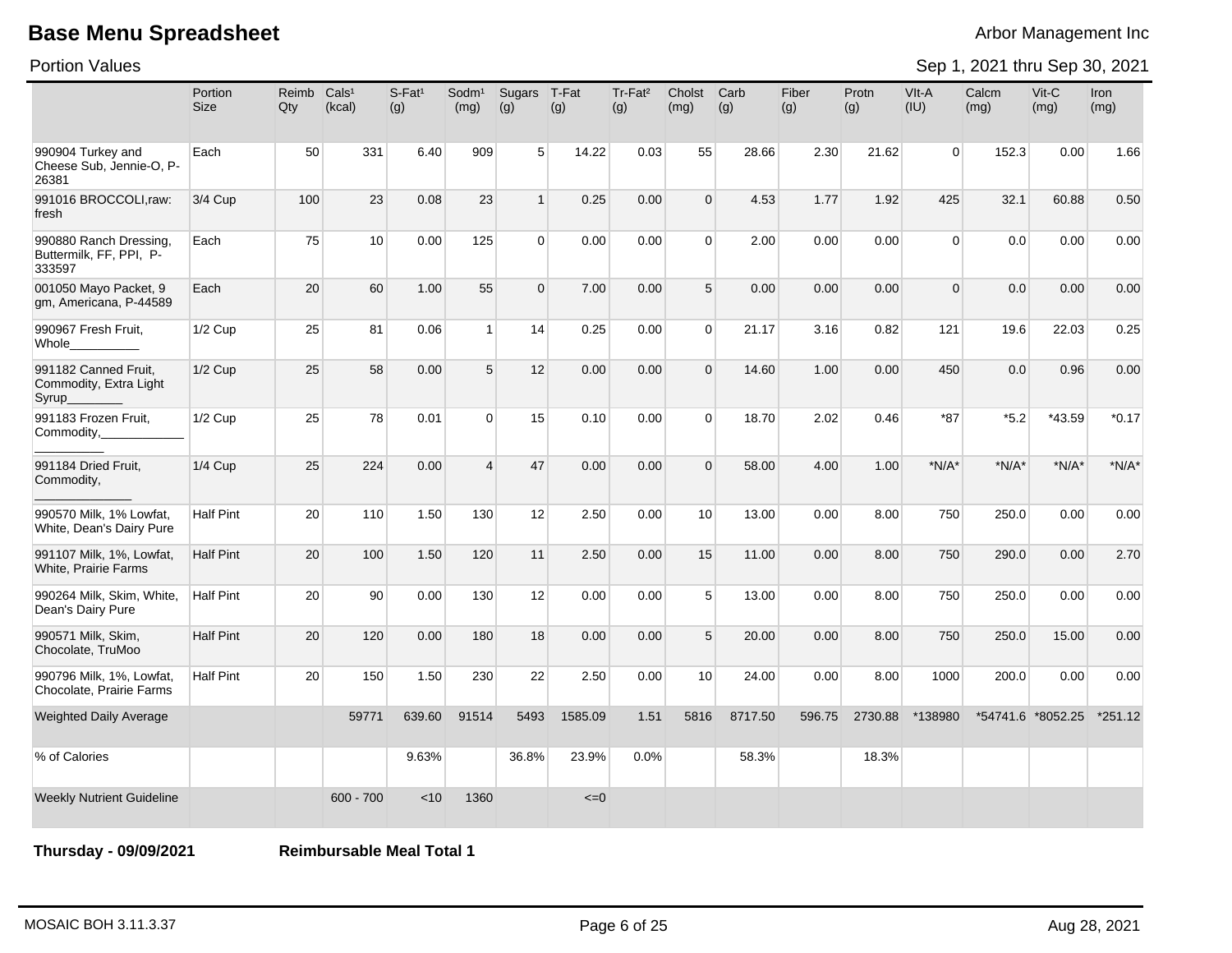# Base Menu Spreadsheet

Arbor Management Inc

Portion Values

Sep 1, 2021 thru Sep 30, 2021

| | Portion Size | Reimb Qty | Cals¹ (kcal) | S-Fat¹ (g) | Sodm¹ (mg) | Sugars (g) | T-Fat (g) | Tr-Fat² (g) | Cholst (mg) | Carb (g) | Fiber (g) | Protn (g) | VIt-A (IU) | Calcm (mg) | Vit-C (mg) | Iron (mg) |
|---|---|---|---|---|---|---|---|---|---|---|---|---|---|---|---|---|
| 990904 Turkey and Cheese Sub, Jennie-O, P-26381 | Each | 50 | 331 | 6.40 | 909 | 5 | 14.22 | 0.03 | 55 | 28.66 | 2.30 | 21.62 | 0 | 152.3 | 0.00 | 1.66 |
| 991016 BROCCOLI,raw: fresh | 3/4 Cup | 100 | 23 | 0.08 | 23 | 1 | 0.25 | 0.00 | 0 | 4.53 | 1.77 | 1.92 | 425 | 32.1 | 60.88 | 0.50 |
| 990880 Ranch Dressing, Buttermilk, FF, PPI, P-333597 | Each | 75 | 10 | 0.00 | 125 | 0 | 0.00 | 0.00 | 0 | 2.00 | 0.00 | 0.00 | 0 | 0.0 | 0.00 | 0.00 |
| 001050 Mayo Packet, 9 gm, Americana, P-44589 | Each | 20 | 60 | 1.00 | 55 | 0 | 7.00 | 0.00 | 5 | 0.00 | 0.00 | 0.00 | 0 | 0.0 | 0.00 | 0.00 |
| 990967 Fresh Fruit, Whole__________ | 1/2 Cup | 25 | 81 | 0.06 | 1 | 14 | 0.25 | 0.00 | 0 | 21.17 | 3.16 | 0.82 | 121 | 19.6 | 22.03 | 0.25 |
| 991182 Canned Fruit, Commodity, Extra Light Syrup________ | 1/2 Cup | 25 | 58 | 0.00 | 5 | 12 | 0.00 | 0.00 | 0 | 14.60 | 1.00 | 0.00 | 450 | 0.0 | 0.96 | 0.00 |
| 991183 Frozen Fruit, Commodity,____________ __________ | 1/2 Cup | 25 | 78 | 0.01 | 0 | 15 | 0.10 | 0.00 | 0 | 18.70 | 2.02 | 0.46 | *87 | *5.2 | *43.59 | *0.17 |
| 991184 Dried Fruit, Commodity, ______________ | 1/4 Cup | 25 | 224 | 0.00 | 4 | 47 | 0.00 | 0.00 | 0 | 58.00 | 4.00 | 1.00 | *N/A* | *N/A* | *N/A* | *N/A* |
| 990570 Milk, 1% Lowfat, White, Dean's Dairy Pure | Half Pint | 20 | 110 | 1.50 | 130 | 12 | 2.50 | 0.00 | 10 | 13.00 | 0.00 | 8.00 | 750 | 250.0 | 0.00 | 0.00 |
| 991107 Milk, 1%, Lowfat, White, Prairie Farms | Half Pint | 20 | 100 | 1.50 | 120 | 11 | 2.50 | 0.00 | 15 | 11.00 | 0.00 | 8.00 | 750 | 290.0 | 0.00 | 2.70 |
| 990264 Milk, Skim, White, Dean's Dairy Pure | Half Pint | 20 | 90 | 0.00 | 130 | 12 | 0.00 | 0.00 | 5 | 13.00 | 0.00 | 8.00 | 750 | 250.0 | 0.00 | 0.00 |
| 990571 Milk, Skim, Chocolate, TruMoo | Half Pint | 20 | 120 | 0.00 | 180 | 18 | 0.00 | 0.00 | 5 | 20.00 | 0.00 | 8.00 | 750 | 250.0 | 15.00 | 0.00 |
| 990796 Milk, 1%, Lowfat, Chocolate, Prairie Farms | Half Pint | 20 | 150 | 1.50 | 230 | 22 | 2.50 | 0.00 | 10 | 24.00 | 0.00 | 8.00 | 1000 | 200.0 | 0.00 | 0.00 |
| Weighted Daily Average | | | 59771 | 639.60 | 91514 | 5493 | 1585.09 | 1.51 | 5816 | 8717.50 | 596.75 | 2730.88 | *138980 | *54741.6 | *8052.25 | *251.12 |
| % of Calories | | | | 9.63% | | 36.8% | 23.9% | 0.0% | | 58.3% | | 18.3% | | | | |
| Weekly Nutrient Guideline | | | 600 - 700 | <10 | 1360 | | <=0 | | | | | | | | | |

**Thursday - 09/09/2021** **Reimbursable Meal Total 1**

MOSAIC BOH 3.11.3.37 Aug 28, 2021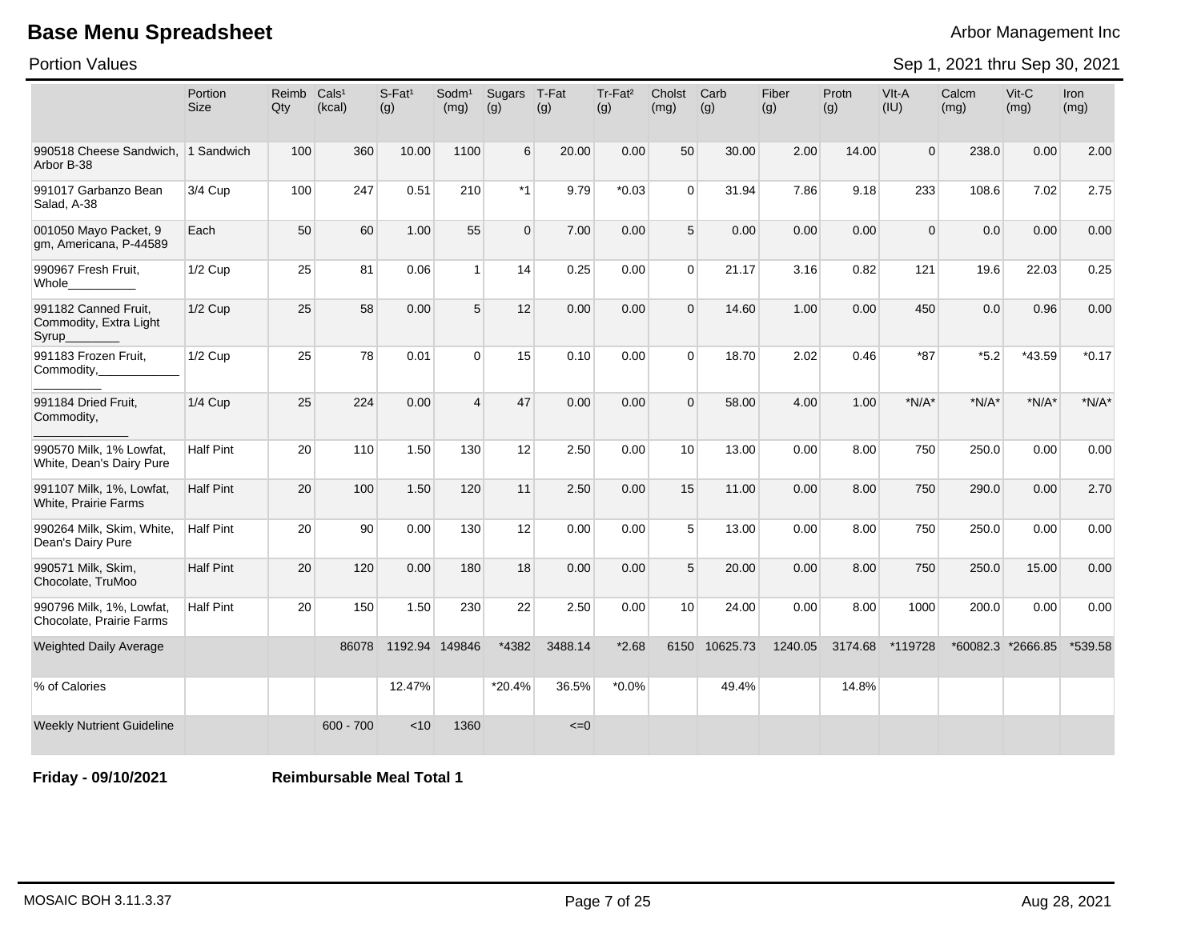# Base Menu Spreadsheet

Arbor Management Inc

Portion Values

Sep 1, 2021 thru Sep 30, 2021

| | Portion Size | Reimb Qty | Cals¹ (kcal) | S-Fat¹ (g) | Sodm¹ (mg) | Sugars (g) | T-Fat (g) | Tr-Fat² (g) | Cholst (mg) | Carb (g) | Fiber (g) | Protn (g) | VIt-A (IU) | Calcm (mg) | Vit-C (mg) | Iron (mg) |
|---|---|---|---|---|---|---|---|---|---|---|---|---|---|---|---|---|
| 990518 Cheese Sandwich, Arbor B-38 | 1 Sandwich | 100 | 360 | 10.00 | 1100 | 6 | 20.00 | 0.00 | 50 | 30.00 | 2.00 | 14.00 | 0 | 238.0 | 0.00 | 2.00 |
| 991017 Garbanzo Bean Salad, A-38 | 3/4 Cup | 100 | 247 | 0.51 | 210 | *1 | 9.79 | *0.03 | 0 | 31.94 | 7.86 | 9.18 | 233 | 108.6 | 7.02 | 2.75 |
| 001050 Mayo Packet, 9 gm, Americana, P-44589 | Each | 50 | 60 | 1.00 | 55 | 0 | 7.00 | 0.00 | 5 | 0.00 | 0.00 | 0.00 | 0 | 0.0 | 0.00 | 0.00 |
| 990967 Fresh Fruit, Whole__________ | 1/2 Cup | 25 | 81 | 0.06 | 1 | 14 | 0.25 | 0.00 | 0 | 21.17 | 3.16 | 0.82 | 121 | 19.6 | 22.03 | 0.25 |
| 991182 Canned Fruit, Commodity, Extra Light Syrup________ | 1/2 Cup | 25 | 58 | 0.00 | 5 | 12 | 0.00 | 0.00 | 0 | 14.60 | 1.00 | 0.00 | 450 | 0.0 | 0.96 | 0.00 |
| 991183 Frozen Fruit, Commodity,____________ __________ | 1/2 Cup | 25 | 78 | 0.01 | 0 | 15 | 0.10 | 0.00 | 0 | 18.70 | 2.02 | 0.46 | *87 | *5.2 | *43.59 | *0.17 |
| 991184 Dried Fruit, Commodity, ______________ | 1/4 Cup | 25 | 224 | 0.00 | 4 | 47 | 0.00 | 0.00 | 0 | 58.00 | 4.00 | 1.00 | *N/A* | *N/A* | *N/A* | *N/A* |
| 990570 Milk, 1% Lowfat, White, Dean's Dairy Pure | Half Pint | 20 | 110 | 1.50 | 130 | 12 | 2.50 | 0.00 | 10 | 13.00 | 0.00 | 8.00 | 750 | 250.0 | 0.00 | 0.00 |
| 991107 Milk, 1%, Lowfat, White, Prairie Farms | Half Pint | 20 | 100 | 1.50 | 120 | 11 | 2.50 | 0.00 | 15 | 11.00 | 0.00 | 8.00 | 750 | 290.0 | 0.00 | 2.70 |
| 990264 Milk, Skim, White, Dean's Dairy Pure | Half Pint | 20 | 90 | 0.00 | 130 | 12 | 0.00 | 0.00 | 5 | 13.00 | 0.00 | 8.00 | 750 | 250.0 | 0.00 | 0.00 |
| 990571 Milk, Skim, Chocolate, TruMoo | Half Pint | 20 | 120 | 0.00 | 180 | 18 | 0.00 | 0.00 | 5 | 20.00 | 0.00 | 8.00 | 750 | 250.0 | 15.00 | 0.00 |
| 990796 Milk, 1%, Lowfat, Chocolate, Prairie Farms | Half Pint | 20 | 150 | 1.50 | 230 | 22 | 2.50 | 0.00 | 10 | 24.00 | 0.00 | 8.00 | 1000 | 200.0 | 0.00 | 0.00 |
| Weighted Daily Average | | | 86078 | 1192.94 | 149846 | *4382 | 3488.14 | *2.68 | 6150 | 10625.73 | 1240.05 | 3174.68 | *119728 | *60082.3 | *2666.85 | *539.58 |
| % of Calories | | | | 12.47% | | *20.4% | 36.5% | *0.0% | | 49.4% | | 14.8% | | | | |
| Weekly Nutrient Guideline | | | 600 - 700 | <10 | 1360 | | <=0 | | | | | | | | | |

**Friday - 09/10/2021** **Reimbursable Meal Total 1**

MOSAIC BOH 3.11.3.37 Aug 28, 2021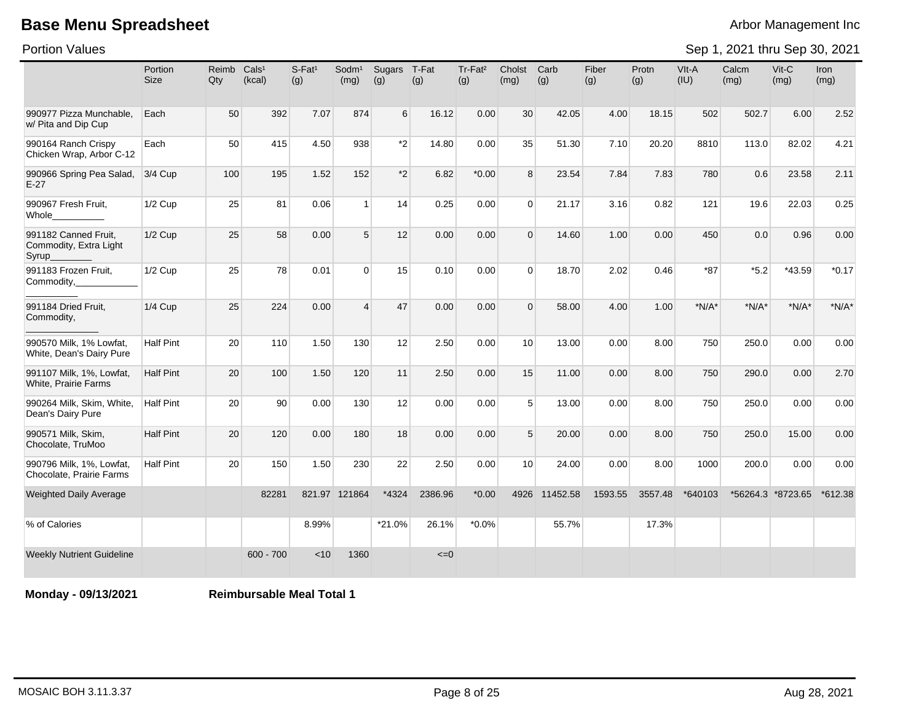# Base Menu Spreadsheet

Arbor Management Inc

Portion Values

Sep 1, 2021 thru Sep 30, 2021

| | Portion Size | Reimb Qty | Cals[1] (kcal) | S-Fat[1] (g) | Sodm[1] (mg) | Sugars (g) | T-Fat (g) | Tr-Fat[2] (g) | Cholst (mg) | Carb (g) | Fiber (g) | Protn (g) | VIt-A (IU) | Calcm (mg) | Vit-C (mg) | Iron (mg) |
|---|---|---|---|---|---|---|---|---|---|---|---|---|---|---|---|---|
| 990977 Pizza Munchable, w/ Pita and Dip Cup | Each | 50 | 392 | 7.07 | 874 | 6 | 16.12 | 0.00 | 30 | 42.05 | 4.00 | 18.15 | 502 | 502.7 | 6.00 | 2.52 |
| 990164 Ranch Crispy Chicken Wrap, Arbor C-12 | Each | 50 | 415 | 4.50 | 938 | *2 | 14.80 | 0.00 | 35 | 51.30 | 7.10 | 20.20 | 8810 | 113.0 | 82.02 | 4.21 |
| 990966 Spring Pea Salad, E-27 | 3/4 Cup | 100 | 195 | 1.52 | 152 | *2 | 6.82 | *0.00 | 8 | 23.54 | 7.84 | 7.83 | 780 | 0.6 | 23.58 | 2.11 |
| 990967 Fresh Fruit, Whole__________ | 1/2 Cup | 25 | 81 | 0.06 | 1 | 14 | 0.25 | 0.00 | 0 | 21.17 | 3.16 | 0.82 | 121 | 19.6 | 22.03 | 0.25 |
| 991182 Canned Fruit, Commodity, Extra Light Syrup________ | 1/2 Cup | 25 | 58 | 0.00 | 5 | 12 | 0.00 | 0.00 | 0 | 14.60 | 1.00 | 0.00 | 450 | 0.0 | 0.96 | 0.00 |
| 991183 Frozen Fruit, Commodity,____________ __________ | 1/2 Cup | 25 | 78 | 0.01 | 0 | 15 | 0.10 | 0.00 | 0 | 18.70 | 2.02 | 0.46 | *87 | *5.2 | *43.59 | *0.17 |
| 991184 Dried Fruit, Commodity, ______________ | 1/4 Cup | 25 | 224 | 0.00 | 4 | 47 | 0.00 | 0.00 | 0 | 58.00 | 4.00 | 1.00 | *N/A* | *N/A* | *N/A* | *N/A* |
| 990570 Milk, 1% Lowfat, White, Dean's Dairy Pure | Half Pint | 20 | 110 | 1.50 | 130 | 12 | 2.50 | 0.00 | 10 | 13.00 | 0.00 | 8.00 | 750 | 250.0 | 0.00 | 0.00 |
| 991107 Milk, 1%, Lowfat, White, Prairie Farms | Half Pint | 20 | 100 | 1.50 | 120 | 11 | 2.50 | 0.00 | 15 | 11.00 | 0.00 | 8.00 | 750 | 290.0 | 0.00 | 2.70 |
| 990264 Milk, Skim, White, Dean's Dairy Pure | Half Pint | 20 | 90 | 0.00 | 130 | 12 | 0.00 | 0.00 | 5 | 13.00 | 0.00 | 8.00 | 750 | 250.0 | 0.00 | 0.00 |
| 990571 Milk, Skim, Chocolate, TruMoo | Half Pint | 20 | 120 | 0.00 | 180 | 18 | 0.00 | 0.00 | 5 | 20.00 | 0.00 | 8.00 | 750 | 250.0 | 15.00 | 0.00 |
| 990796 Milk, 1%, Lowfat, Chocolate, Prairie Farms | Half Pint | 20 | 150 | 1.50 | 230 | 22 | 2.50 | 0.00 | 10 | 24.00 | 0.00 | 8.00 | 1000 | 200.0 | 0.00 | 0.00 |
| Weighted Daily Average | | | 82281 | 821.97 | 121864 | *4324 | 2386.96 | *0.00 | 4926 | 11452.58 | 1593.55 | 3557.48 | *640103 | *56264.3 | *8723.65 | *612.38 |
| % of Calories | | | | 8.99% | | *21.0% | 26.1% | *0.0% | | 55.7% | | 17.3% | | | | |
| Weekly Nutrient Guideline | | | 600 - 700 | <10 | 1360 | | <=0 | | | | | | | | | |

**Monday - 09/13/2021** **Reimbursable Meal Total 1**

MOSAIC BOH 3.11.3.37 Aug 28, 2021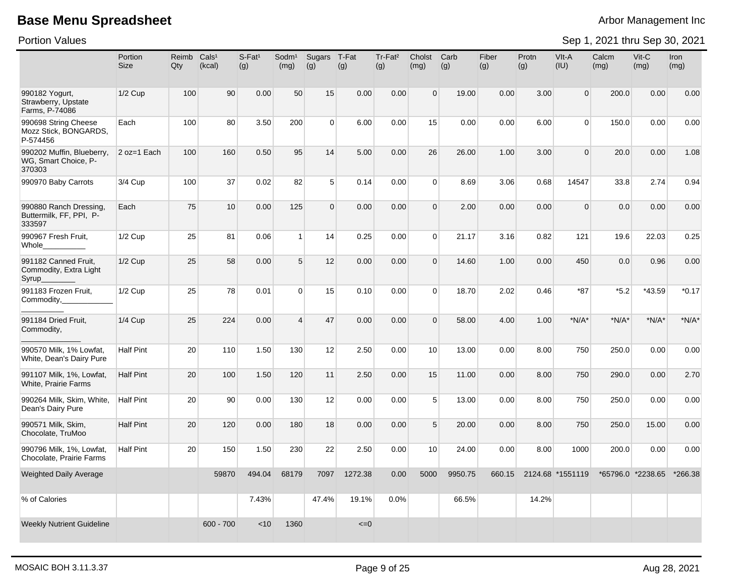# Base Menu Spreadsheet

Arbor Management Inc

Portion Values

Sep 1, 2021 thru Sep 30, 2021

| | Portion Size | Reimb Qty | Cals[1] (kcal) | S-Fat[1] (g) | Sodm[1] (mg) | Sugars (g) | T-Fat (g) | Tr-Fat[2] (g) | Cholst (mg) | Carb (g) | Fiber (g) | Protn (g) | VIt-A (IU) | Calcm (mg) | Vit-C (mg) | Iron (mg) |
|---|---|---|---|---|---|---|---|---|---|---|---|---|---|---|---|---|
| 990182 Yogurt, Strawberry, Upstate Farms, P-74086 | 1/2 Cup | 100 | 90 | 0.00 | 50 | 15 | 0.00 | 0.00 | 0 | 19.00 | 0.00 | 3.00 | 0 | 200.0 | 0.00 | 0.00 |
| 990698 String Cheese Mozz Stick, BONGARDS, P-574456 | Each | 100 | 80 | 3.50 | 200 | 0 | 6.00 | 0.00 | 15 | 0.00 | 0.00 | 6.00 | 0 | 150.0 | 0.00 | 0.00 |
| 990202 Muffin, Blueberry, WG, Smart Choice, P-370303 | 2 oz=1 Each | 100 | 160 | 0.50 | 95 | 14 | 5.00 | 0.00 | 26 | 26.00 | 1.00 | 3.00 | 0 | 20.0 | 0.00 | 1.08 |
| 990970 Baby Carrots | 3/4 Cup | 100 | 37 | 0.02 | 82 | 5 | 0.14 | 0.00 | 0 | 8.69 | 3.06 | 0.68 | 14547 | 33.8 | 2.74 | 0.94 |
| 990880 Ranch Dressing, Buttermilk, FF, PPI, P-333597 | Each | 75 | 10 | 0.00 | 125 | 0 | 0.00 | 0.00 | 0 | 2.00 | 0.00 | 0.00 | 0 | 0.0 | 0.00 | 0.00 |
| 990967 Fresh Fruit, Whole__________ | 1/2 Cup | 25 | 81 | 0.06 | 1 | 14 | 0.25 | 0.00 | 0 | 21.17 | 3.16 | 0.82 | 121 | 19.6 | 22.03 | 0.25 |
| 991182 Canned Fruit, Commodity, Extra Light Syrup________ | 1/2 Cup | 25 | 58 | 0.00 | 5 | 12 | 0.00 | 0.00 | 0 | 14.60 | 1.00 | 0.00 | 450 | 0.0 | 0.96 | 0.00 |
| 991183 Frozen Fruit, Commodity,____________ __________ | 1/2 Cup | 25 | 78 | 0.01 | 0 | 15 | 0.10 | 0.00 | 0 | 18.70 | 2.02 | 0.46 | *87 | *5.2 | *43.59 | *0.17 |
| 991184 Dried Fruit, Commodity, ______________ | 1/4 Cup | 25 | 224 | 0.00 | 4 | 47 | 0.00 | 0.00 | 0 | 58.00 | 4.00 | 1.00 | *N/A* | *N/A* | *N/A* | *N/A* |
| 990570 Milk, 1% Lowfat, White, Dean's Dairy Pure | Half Pint | 20 | 110 | 1.50 | 130 | 12 | 2.50 | 0.00 | 10 | 13.00 | 0.00 | 8.00 | 750 | 250.0 | 0.00 | 0.00 |
| 991107 Milk, 1%, Lowfat, White, Prairie Farms | Half Pint | 20 | 100 | 1.50 | 120 | 11 | 2.50 | 0.00 | 15 | 11.00 | 0.00 | 8.00 | 750 | 290.0 | 0.00 | 2.70 |
| 990264 Milk, Skim, White, Dean's Dairy Pure | Half Pint | 20 | 90 | 0.00 | 130 | 12 | 0.00 | 0.00 | 5 | 13.00 | 0.00 | 8.00 | 750 | 250.0 | 0.00 | 0.00 |
| 990571 Milk, Skim, Chocolate, TruMoo | Half Pint | 20 | 120 | 0.00 | 180 | 18 | 0.00 | 0.00 | 5 | 20.00 | 0.00 | 8.00 | 750 | 250.0 | 15.00 | 0.00 |
| 990796 Milk, 1%, Lowfat, Chocolate, Prairie Farms | Half Pint | 20 | 150 | 1.50 | 230 | 22 | 2.50 | 0.00 | 10 | 24.00 | 0.00 | 8.00 | 1000 | 200.0 | 0.00 | 0.00 |
| Weighted Daily Average | | | 59870 | 494.04 | 68179 | 7097 | 1272.38 | 0.00 | 5000 | 9950.75 | 660.15 | 2124.68 | *1551119 | *65796.0 | *2238.65 | *266.38 |
| % of Calories | | | | 7.43% | | 47.4% | 19.1% | 0.0% | | 66.5% | | 14.2% | | | | |
| Weekly Nutrient Guideline | | | 600 - 700 | <10 | 1360 | | <=0 | | | | | | | | | |

MOSAIC BOH 3.11.3.37

Aug 28, 2021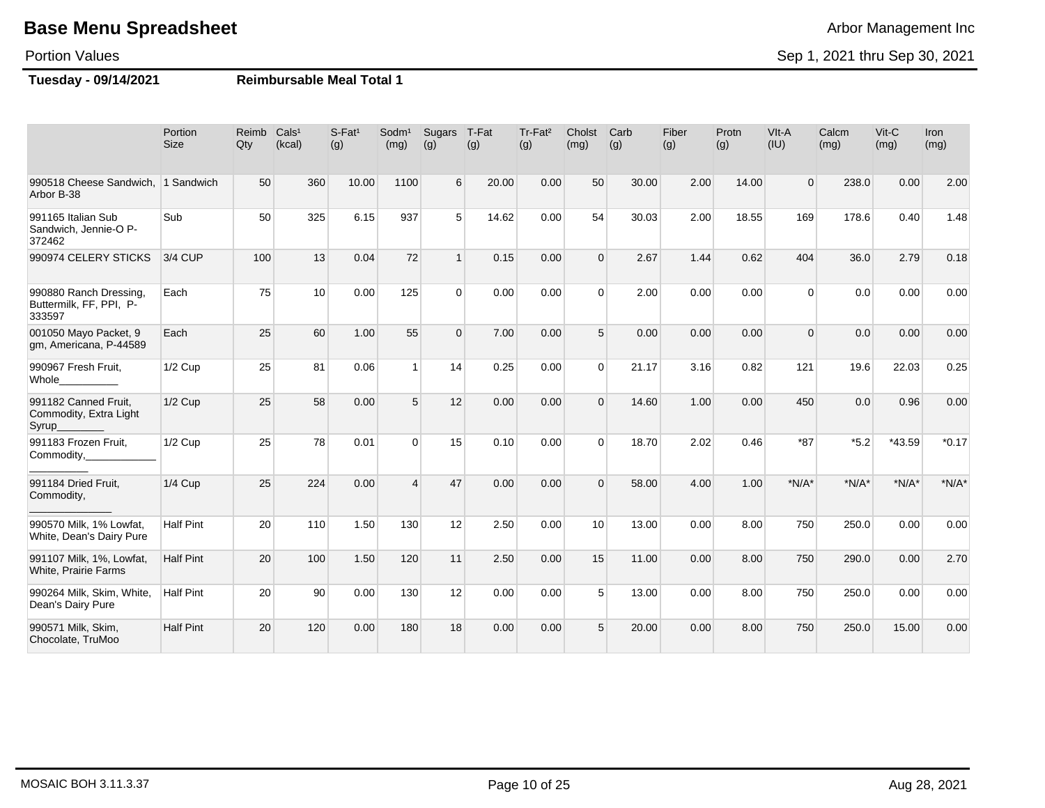# Base Menu Spreadsheet

Arbor Management Inc

Portion Values

Sep 1, 2021 thru Sep 30, 2021

**Tuesday - 09/14/2021** **Reimbursable Meal Total 1**

| | Portion Size | Reimb Qty | Cals[1] (kcal) | S-Fat[1] (g) | Sodm[1] (mg) | Sugars (g) | T-Fat (g) | Tr-Fat[2] (g) | Cholst (mg) | Carb (g) | Fiber (g) | Protn (g) | VIt-A (IU) | Calcm (mg) | Vit-C (mg) | Iron (mg) |
|---|---|---|---|---|---|---|---|---|---|---|---|---|---|---|---|---|
| 990518 Cheese Sandwich, Arbor B-38 | 1 Sandwich | 50 | 360 | 10.00 | 1100 | 6 | 20.00 | 0.00 | 50 | 30.00 | 2.00 | 14.00 | 0 | 238.0 | 0.00 | 2.00 |
| 991165 Italian Sub Sandwich, Jennie-O P-372462 | Sub | 50 | 325 | 6.15 | 937 | 5 | 14.62 | 0.00 | 54 | 30.03 | 2.00 | 18.55 | 169 | 178.6 | 0.40 | 1.48 |
| 990974 CELERY STICKS | 3/4 CUP | 100 | 13 | 0.04 | 72 | 1 | 0.15 | 0.00 | 0 | 2.67 | 1.44 | 0.62 | 404 | 36.0 | 2.79 | 0.18 |
| 990880 Ranch Dressing, Buttermilk, FF, PPI, P-333597 | Each | 75 | 10 | 0.00 | 125 | 0 | 0.00 | 0.00 | 0 | 2.00 | 0.00 | 0.00 | 0 | 0.0 | 0.00 | 0.00 |
| 001050 Mayo Packet, 9 gm, Americana, P-44589 | Each | 25 | 60 | 1.00 | 55 | 0 | 7.00 | 0.00 | 5 | 0.00 | 0.00 | 0.00 | 0 | 0.0 | 0.00 | 0.00 |
| 990967 Fresh Fruit, Whole__________ | 1/2 Cup | 25 | 81 | 0.06 | 1 | 14 | 0.25 | 0.00 | 0 | 21.17 | 3.16 | 0.82 | 121 | 19.6 | 22.03 | 0.25 |
| 991182 Canned Fruit, Commodity, Extra Light Syrup________ | 1/2 Cup | 25 | 58 | 0.00 | 5 | 12 | 0.00 | 0.00 | 0 | 14.60 | 1.00 | 0.00 | 450 | 0.0 | 0.96 | 0.00 |
| 991183 Frozen Fruit, Commodity,____________ __________ | 1/2 Cup | 25 | 78 | 0.01 | 0 | 15 | 0.10 | 0.00 | 0 | 18.70 | 2.02 | 0.46 | *87 | *5.2 | *43.59 | *0.17 |
| 991184 Dried Fruit, Commodity, ______________ | 1/4 Cup | 25 | 224 | 0.00 | 4 | 47 | 0.00 | 0.00 | 0 | 58.00 | 4.00 | 1.00 | *N/A* | *N/A* | *N/A* | *N/A* |
| 990570 Milk, 1% Lowfat, White, Dean's Dairy Pure | Half Pint | 20 | 110 | 1.50 | 130 | 12 | 2.50 | 0.00 | 10 | 13.00 | 0.00 | 8.00 | 750 | 250.0 | 0.00 | 0.00 |
| 991107 Milk, 1%, Lowfat, White, Prairie Farms | Half Pint | 20 | 100 | 1.50 | 120 | 11 | 2.50 | 0.00 | 15 | 11.00 | 0.00 | 8.00 | 750 | 290.0 | 0.00 | 2.70 |
| 990264 Milk, Skim, White, Dean's Dairy Pure | Half Pint | 20 | 90 | 0.00 | 130 | 12 | 0.00 | 0.00 | 5 | 13.00 | 0.00 | 8.00 | 750 | 250.0 | 0.00 | 0.00 |
| 990571 Milk, Skim, Chocolate, TruMoo | Half Pint | 20 | 120 | 0.00 | 180 | 18 | 0.00 | 0.00 | 5 | 20.00 | 0.00 | 8.00 | 750 | 250.0 | 15.00 | 0.00 |

MOSAIC BOH 3.11.3.37

Aug 28, 2021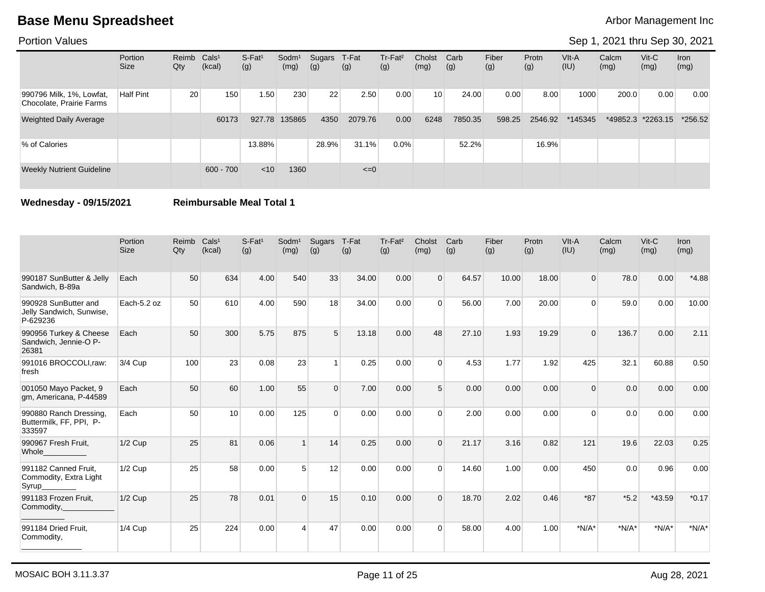# Base Menu Spreadsheet

Arbor Management Inc

Portion Values

Sep 1, 2021 thru Sep 30, 2021

| | Portion Size | Reimb Qty | Cals¹ (kcal) | S-Fat¹ (g) | Sodm¹ (mg) | Sugars (g) | T-Fat (g) | Tr-Fat² (g) | Cholst (mg) | Carb (g) | Fiber (g) | Protn (g) | VIt-A (IU) | Calcm (mg) | Vit-C (mg) | Iron (mg) |
|---|---|---|---|---|---|---|---|---|---|---|---|---|---|---|---|---|
| 990796 Milk, 1%, Lowfat, Chocolate, Prairie Farms | Half Pint | 20 | 150 | 1.50 | 230 | 22 | 2.50 | 0.00 | 10 | 24.00 | 0.00 | 8.00 | 1000 | 200.0 | 0.00 | 0.00 |
| Weighted Daily Average | | | 60173 | 927.78 | 135865 | 4350 | 2079.76 | 0.00 | 6248 | 7850.35 | 598.25 | 2546.92 | *145345 | *49852.3 | *2263.15 | *256.52 |
| % of Calories | | | | 13.88% | | 28.9% | 31.1% | 0.0% | | 52.2% | | 16.9% | | | | |
| Weekly Nutrient Guideline | | | 600 - 700 | <10 | 1360 | | <=0 | | | | | | | | | |

**Wednesday - 09/15/2021** **Reimbursable Meal Total 1**

| | Portion Size | Reimb Qty | Cals¹ (kcal) | S-Fat¹ (g) | Sodm¹ (mg) | Sugars (g) | T-Fat (g) | Tr-Fat² (g) | Cholst (mg) | Carb (g) | Fiber (g) | Protn (g) | VIt-A (IU) | Calcm (mg) | Vit-C (mg) | Iron (mg) |
|---|---|---|---|---|---|---|---|---|---|---|---|---|---|---|---|---|
| 990187 SunButter & Jelly Sandwich, B-89a | Each | 50 | 634 | 4.00 | 540 | 33 | 34.00 | 0.00 | 0 | 64.57 | 10.00 | 18.00 | 0 | 78.0 | 0.00 | *4.88 |
| 990928 SunButter and Jelly Sandwich, Sunwise, P-629236 | Each-5.2 oz | 50 | 610 | 4.00 | 590 | 18 | 34.00 | 0.00 | 0 | 56.00 | 7.00 | 20.00 | 0 | 59.0 | 0.00 | 10.00 |
| 990956 Turkey & Cheese Sandwich, Jennie-O P-26381 | Each | 50 | 300 | 5.75 | 875 | 5 | 13.18 | 0.00 | 48 | 27.10 | 1.93 | 19.29 | 0 | 136.7 | 0.00 | 2.11 |
| 991016 BROCCOLI,raw: fresh | 3/4 Cup | 100 | 23 | 0.08 | 23 | 1 | 0.25 | 0.00 | 0 | 4.53 | 1.77 | 1.92 | 425 | 32.1 | 60.88 | 0.50 |
| 001050 Mayo Packet, 9 gm, Americana, P-44589 | Each | 50 | 60 | 1.00 | 55 | 0 | 7.00 | 0.00 | 5 | 0.00 | 0.00 | 0.00 | 0 | 0.0 | 0.00 | 0.00 |
| 990880 Ranch Dressing, Buttermilk, FF, PPI, P-333597 | Each | 50 | 10 | 0.00 | 125 | 0 | 0.00 | 0.00 | 0 | 2.00 | 0.00 | 0.00 | 0 | 0.0 | 0.00 | 0.00 |
| 990967 Fresh Fruit, Whole__________ | 1/2 Cup | 25 | 81 | 0.06 | 1 | 14 | 0.25 | 0.00 | 0 | 21.17 | 3.16 | 0.82 | 121 | 19.6 | 22.03 | 0.25 |
| 991182 Canned Fruit, Commodity, Extra Light Syrup________ | 1/2 Cup | 25 | 58 | 0.00 | 5 | 12 | 0.00 | 0.00 | 0 | 14.60 | 1.00 | 0.00 | 450 | 0.0 | 0.96 | 0.00 |
| 991183 Frozen Fruit, Commodity,____________ __________ | 1/2 Cup | 25 | 78 | 0.01 | 0 | 15 | 0.10 | 0.00 | 0 | 18.70 | 2.02 | 0.46 | *87 | *5.2 | *43.59 | *0.17 |
| 991184 Dried Fruit, Commodity, ______________ | 1/4 Cup | 25 | 224 | 0.00 | 4 | 47 | 0.00 | 0.00 | 0 | 58.00 | 4.00 | 1.00 | *N/A* | *N/A* | *N/A* | *N/A* |

MOSAIC BOH 3.11.3.37 Aug 28, 2021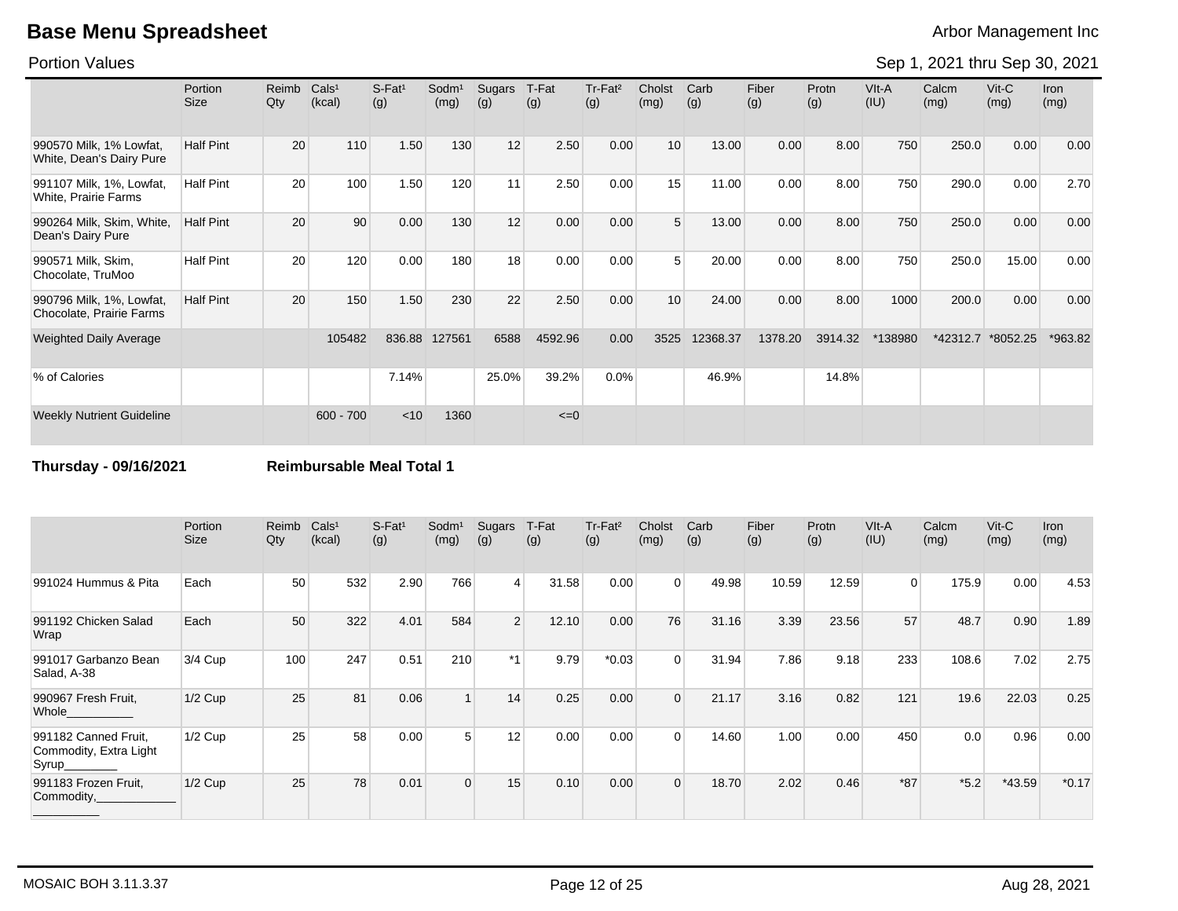# Base Menu Spreadsheet

Arbor Management Inc

Portion Values

Sep 1, 2021 thru Sep 30, 2021

| | Portion Size | Reimb Qty | Cals[1] (kcal) | S-Fat[1] (g) | Sodm[1] (mg) | Sugars (g) | T-Fat (g) | Tr-Fat[2] (g) | Cholst (mg) | Carb (g) | Fiber (g) | Protn (g) | VIt-A (IU) | Calcm (mg) | Vit-C (mg) | Iron (mg) |
|---|---|---|---|---|---|---|---|---|---|---|---|---|---|---|---|---|
| 990570 Milk, 1% Lowfat, White, Dean's Dairy Pure | Half Pint | 20 | 110 | 1.50 | 130 | 12 | 2.50 | 0.00 | 10 | 13.00 | 0.00 | 8.00 | 750 | 250.0 | 0.00 | 0.00 |
| 991107 Milk, 1%, Lowfat, White, Prairie Farms | Half Pint | 20 | 100 | 1.50 | 120 | 11 | 2.50 | 0.00 | 15 | 11.00 | 0.00 | 8.00 | 750 | 290.0 | 0.00 | 2.70 |
| 990264 Milk, Skim, White, Dean's Dairy Pure | Half Pint | 20 | 90 | 0.00 | 130 | 12 | 0.00 | 0.00 | 5 | 13.00 | 0.00 | 8.00 | 750 | 250.0 | 0.00 | 0.00 |
| 990571 Milk, Skim, Chocolate, TruMoo | Half Pint | 20 | 120 | 0.00 | 180 | 18 | 0.00 | 0.00 | 5 | 20.00 | 0.00 | 8.00 | 750 | 250.0 | 15.00 | 0.00 |
| 990796 Milk, 1%, Lowfat, Chocolate, Prairie Farms | Half Pint | 20 | 150 | 1.50 | 230 | 22 | 2.50 | 0.00 | 10 | 24.00 | 0.00 | 8.00 | 1000 | 200.0 | 0.00 | 0.00 |
| Weighted Daily Average | | | 105482 | 836.88 | 127561 | 6588 | 4592.96 | 0.00 | 3525 | 12368.37 | 1378.20 | 3914.32 | *138980 | *42312.7 | *8052.25 | *963.82 |
| % of Calories | | | | 7.14% | | 25.0% | 39.2% | 0.0% | | 46.9% | | 14.8% | | | | |
| Weekly Nutrient Guideline | | | 600 - 700 | <10 | 1360 | | <=0 | | | | | | | | | |

**Thursday - 09/16/2021** **Reimbursable Meal Total 1**

| | Portion Size | Reimb Qty | Cals[1] (kcal) | S-Fat[1] (g) | Sodm[1] (mg) | Sugars (g) | T-Fat (g) | Tr-Fat[2] (g) | Cholst (mg) | Carb (g) | Fiber (g) | Protn (g) | VIt-A (IU) | Calcm (mg) | Vit-C (mg) | Iron (mg) |
|---|---|---|---|---|---|---|---|---|---|---|---|---|---|---|---|---|
| 991024 Hummus & Pita | Each | 50 | 532 | 2.90 | 766 | 4 | 31.58 | 0.00 | 0 | 49.98 | 10.59 | 12.59 | 0 | 175.9 | 0.00 | 4.53 |
| 991192 Chicken Salad Wrap | Each | 50 | 322 | 4.01 | 584 | 2 | 12.10 | 0.00 | 76 | 31.16 | 3.39 | 23.56 | 57 | 48.7 | 0.90 | 1.89 |
| 991017 Garbanzo Bean Salad, A-38 | 3/4 Cup | 100 | 247 | 0.51 | 210 | *1 | 9.79 | *0.03 | 0 | 31.94 | 7.86 | 9.18 | 233 | 108.6 | 7.02 | 2.75 |
| 990967 Fresh Fruit, Whole__________ | 1/2 Cup | 25 | 81 | 0.06 | 1 | 14 | 0.25 | 0.00 | 0 | 21.17 | 3.16 | 0.82 | 121 | 19.6 | 22.03 | 0.25 |
| 991182 Canned Fruit, Commodity, Extra Light Syrup________ | 1/2 Cup | 25 | 58 | 0.00 | 5 | 12 | 0.00 | 0.00 | 0 | 14.60 | 1.00 | 0.00 | 450 | 0.0 | 0.96 | 0.00 |
| 991183 Frozen Fruit, Commodity,____________ __________ | 1/2 Cup | 25 | 78 | 0.01 | 0 | 15 | 0.10 | 0.00 | 0 | 18.70 | 2.02 | 0.46 | *87 | *5.2 | *43.59 | *0.17 |

MOSAIC BOH 3.11.3.37

Aug 28, 2021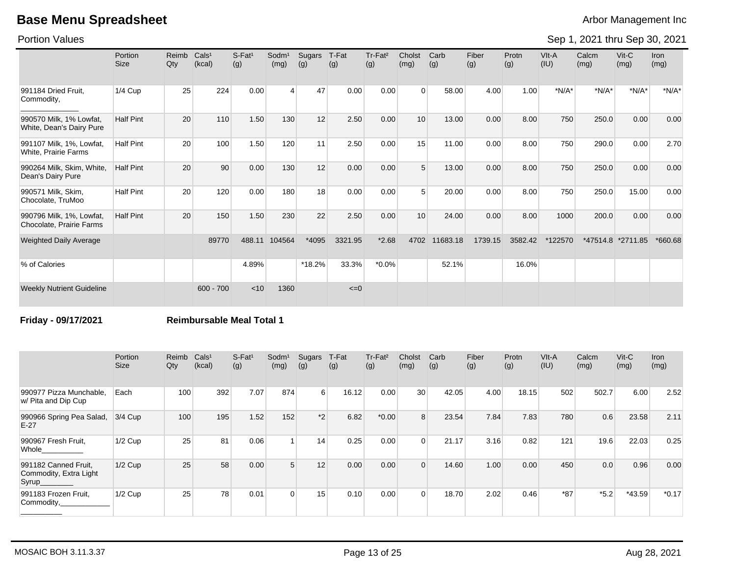# Base Menu Spreadsheet

Arbor Management Inc

Portion Values

Sep 1, 2021 thru Sep 30, 2021

| | Portion Size | Reimb Qty | Cals¹ (kcal) | S-Fat¹ (g) | Sodm¹ (mg) | Sugars (g) | T-Fat (g) | Tr-Fat² (g) | Cholst (mg) | Carb (g) | Fiber (g) | Protn (g) | VIt-A (IU) | Calcm (mg) | Vit-C (mg) | Iron (mg) |
|---|---|---|---|---|---|---|---|---|---|---|---|---|---|---|---|---|
| 991184 Dried Fruit, Commodity, ____________ | 1/4 Cup | 25 | 224 | 0.00 | 4 | 47 | 0.00 | 0.00 | 0 | 58.00 | 4.00 | 1.00 | *N/A* | *N/A* | *N/A* | *N/A* |
| 990570 Milk, 1% Lowfat, White, Dean's Dairy Pure | Half Pint | 20 | 110 | 1.50 | 130 | 12 | 2.50 | 0.00 | 10 | 13.00 | 0.00 | 8.00 | 750 | 250.0 | 0.00 | 0.00 |
| 991107 Milk, 1%, Lowfat, White, Prairie Farms | Half Pint | 20 | 100 | 1.50 | 120 | 11 | 2.50 | 0.00 | 15 | 11.00 | 0.00 | 8.00 | 750 | 290.0 | 0.00 | 2.70 |
| 990264 Milk, Skim, White, Dean's Dairy Pure | Half Pint | 20 | 90 | 0.00 | 130 | 12 | 0.00 | 0.00 | 5 | 13.00 | 0.00 | 8.00 | 750 | 250.0 | 0.00 | 0.00 |
| 990571 Milk, Skim, Chocolate, TruMoo | Half Pint | 20 | 120 | 0.00 | 180 | 18 | 0.00 | 0.00 | 5 | 20.00 | 0.00 | 8.00 | 750 | 250.0 | 15.00 | 0.00 |
| 990796 Milk, 1%, Lowfat, Chocolate, Prairie Farms | Half Pint | 20 | 150 | 1.50 | 230 | 22 | 2.50 | 0.00 | 10 | 24.00 | 0.00 | 8.00 | 1000 | 200.0 | 0.00 | 0.00 |
| Weighted Daily Average | | | 89770 | 488.11 | 104564 | *4095 | 3321.95 | *2.68 | 4702 | 11683.18 | 1739.15 | 3582.42 | *122570 | *47514.8 | *2711.85 | *660.68 |
| % of Calories | | | | 4.89% | | *18.2% | 33.3% | *0.0% | | 52.1% | | 16.0% | | | | |
| Weekly Nutrient Guideline | | | 600 - 700 | <10 | 1360 | | <=0 | | | | | | | | | |

**Friday - 09/17/2021** **Reimbursable Meal Total 1**

| | Portion Size | Reimb Qty | Cals¹ (kcal) | S-Fat¹ (g) | Sodm¹ (mg) | Sugars (g) | T-Fat (g) | Tr-Fat² (g) | Cholst (mg) | Carb (g) | Fiber (g) | Protn (g) | VIt-A (IU) | Calcm (mg) | Vit-C (mg) | Iron (mg) |
|---|---|---|---|---|---|---|---|---|---|---|---|---|---|---|---|---|
| 990977 Pizza Munchable, w/ Pita and Dip Cup | Each | 100 | 392 | 7.07 | 874 | 6 | 16.12 | 0.00 | 30 | 42.05 | 4.00 | 18.15 | 502 | 502.7 | 6.00 | 2.52 |
| 990966 Spring Pea Salad, E-27 | 3/4 Cup | 100 | 195 | 1.52 | 152 | *2 | 6.82 | *0.00 | 8 | 23.54 | 7.84 | 7.83 | 780 | 0.6 | 23.58 | 2.11 |
| 990967 Fresh Fruit, Whole__________ | 1/2 Cup | 25 | 81 | 0.06 | 1 | 14 | 0.25 | 0.00 | 0 | 21.17 | 3.16 | 0.82 | 121 | 19.6 | 22.03 | 0.25 |
| 991182 Canned Fruit, Commodity, Extra Light Syrup________ | 1/2 Cup | 25 | 58 | 0.00 | 5 | 12 | 0.00 | 0.00 | 0 | 14.60 | 1.00 | 0.00 | 450 | 0.0 | 0.96 | 0.00 |
| 991183 Frozen Fruit, Commodity,____________ __________ | 1/2 Cup | 25 | 78 | 0.01 | 0 | 15 | 0.10 | 0.00 | 0 | 18.70 | 2.02 | 0.46 | *87 | *5.2 | *43.59 | *0.17 |

MOSAIC BOH 3.11.3.37 Aug 28, 2021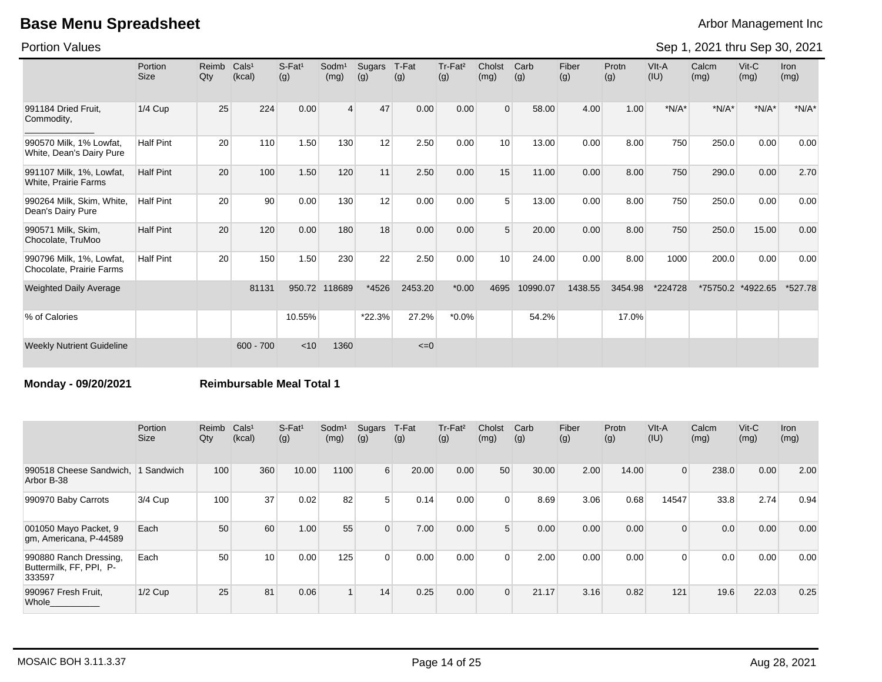# Base Menu Spreadsheet

Arbor Management Inc

Portion Values

Sep 1, 2021 thru Sep 30, 2021

| | Portion Size | Reimb Qty | Cals¹ (kcal) | S-Fat¹ (g) | Sodm¹ (mg) | Sugars (g) | T-Fat (g) | Tr-Fat² (g) | Cholst (mg) | Carb (g) | Fiber (g) | Protn (g) | VIt-A (IU) | Calcm (mg) | Vit-C (mg) | Iron (mg) |
|---|---|---|---|---|---|---|---|---|---|---|---|---|---|---|---|---|
| 991184 Dried Fruit, Commodity, ______________ | 1/4 Cup | 25 | 224 | 0.00 | 4 | 47 | 0.00 | 0.00 | 0 | 58.00 | 4.00 | 1.00 | *N/A* | *N/A* | *N/A* | *N/A* |
| 990570 Milk, 1% Lowfat, White, Dean's Dairy Pure | Half Pint | 20 | 110 | 1.50 | 130 | 12 | 2.50 | 0.00 | 10 | 13.00 | 0.00 | 8.00 | 750 | 250.0 | 0.00 | 0.00 |
| 991107 Milk, 1%, Lowfat, White, Prairie Farms | Half Pint | 20 | 100 | 1.50 | 120 | 11 | 2.50 | 0.00 | 15 | 11.00 | 0.00 | 8.00 | 750 | 290.0 | 0.00 | 2.70 |
| 990264 Milk, Skim, White, Dean's Dairy Pure | Half Pint | 20 | 90 | 0.00 | 130 | 12 | 0.00 | 0.00 | 5 | 13.00 | 0.00 | 8.00 | 750 | 250.0 | 0.00 | 0.00 |
| 990571 Milk, Skim, Chocolate, TruMoo | Half Pint | 20 | 120 | 0.00 | 180 | 18 | 0.00 | 0.00 | 5 | 20.00 | 0.00 | 8.00 | 750 | 250.0 | 15.00 | 0.00 |
| 990796 Milk, 1%, Lowfat, Chocolate, Prairie Farms | Half Pint | 20 | 150 | 1.50 | 230 | 22 | 2.50 | 0.00 | 10 | 24.00 | 0.00 | 8.00 | 1000 | 200.0 | 0.00 | 0.00 |
| Weighted Daily Average | | | 81131 | 950.72 | 118689 | *4526 | 2453.20 | *0.00 | 4695 | 10990.07 | 1438.55 | 3454.98 | *224728 | *75750.2 | *4922.65 | *527.78 |
| % of Calories | | | | 10.55% | | *22.3% | 27.2% | *0.0% | | 54.2% | | 17.0% | | | | |
| Weekly Nutrient Guideline | | | 600 - 700 | <10 | 1360 | | <=0 | | | | | | | | | |

**Monday - 09/20/2021** **Reimbursable Meal Total 1**

| | Portion Size | Reimb Qty | Cals¹ (kcal) | S-Fat¹ (g) | Sodm¹ (mg) | Sugars (g) | T-Fat (g) | Tr-Fat² (g) | Cholst (mg) | Carb (g) | Fiber (g) | Protn (g) | VIt-A (IU) | Calcm (mg) | Vit-C (mg) | Iron (mg) |
|---|---|---|---|---|---|---|---|---|---|---|---|---|---|---|---|---|
| 990518 Cheese Sandwich, Arbor B-38 | 1 Sandwich | 100 | 360 | 10.00 | 1100 | 6 | 20.00 | 0.00 | 50 | 30.00 | 2.00 | 14.00 | 0 | 238.0 | 0.00 | 2.00 |
| 990970 Baby Carrots | 3/4 Cup | 100 | 37 | 0.02 | 82 | 5 | 0.14 | 0.00 | 0 | 8.69 | 3.06 | 0.68 | 14547 | 33.8 | 2.74 | 0.94 |
| 001050 Mayo Packet, 9 gm, Americana, P-44589 | Each | 50 | 60 | 1.00 | 55 | 0 | 7.00 | 0.00 | 5 | 0.00 | 0.00 | 0.00 | 0 | 0.0 | 0.00 | 0.00 |
| 990880 Ranch Dressing, Buttermilk, FF, PPI, P-333597 | Each | 50 | 10 | 0.00 | 125 | 0 | 0.00 | 0.00 | 0 | 2.00 | 0.00 | 0.00 | 0 | 0.0 | 0.00 | 0.00 |
| 990967 Fresh Fruit, Whole__________ | 1/2 Cup | 25 | 81 | 0.06 | 1 | 14 | 0.25 | 0.00 | 0 | 21.17 | 3.16 | 0.82 | 121 | 19.6 | 22.03 | 0.25 |

MOSAIC BOH 3.11.3.37 Aug 28, 2021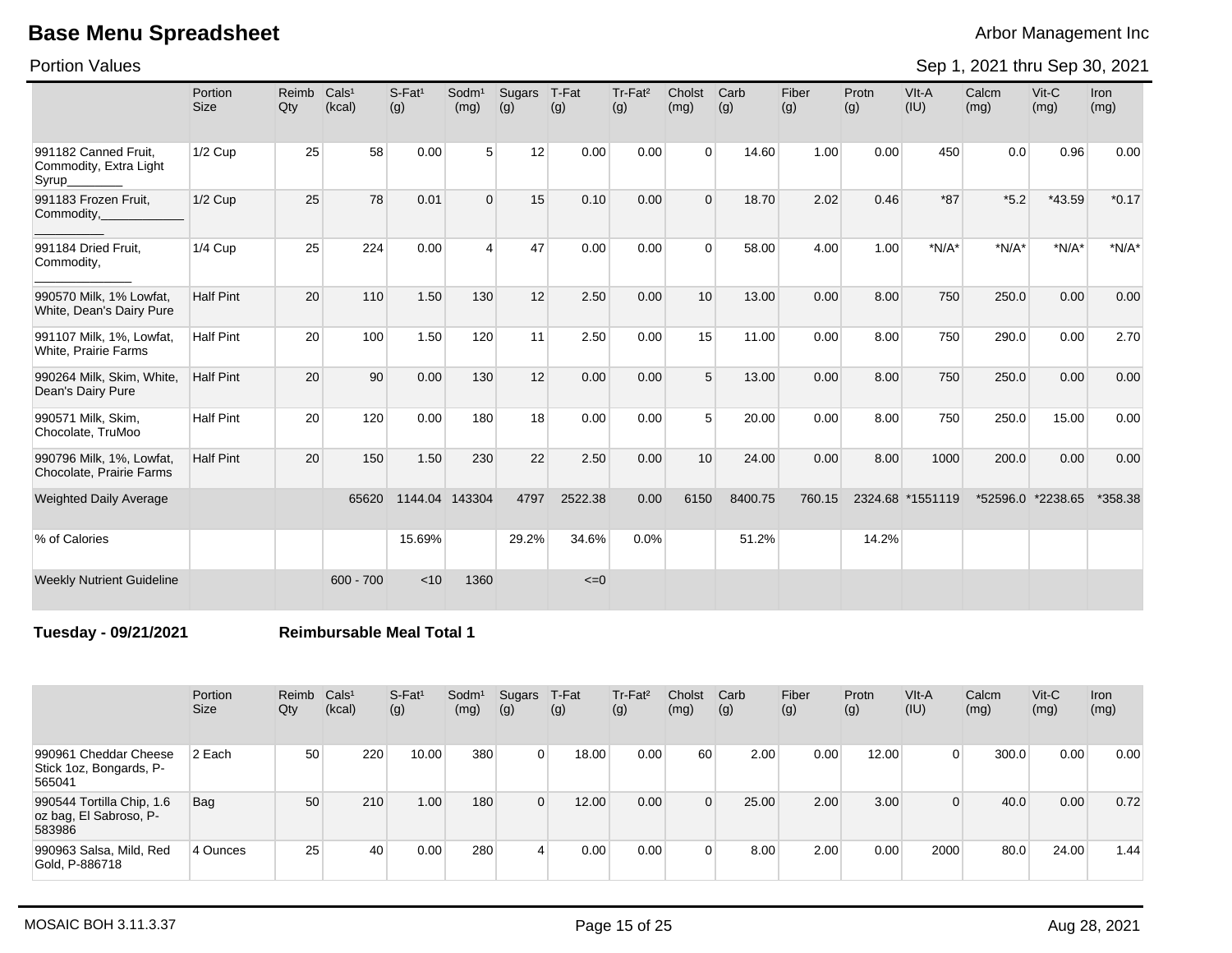# Base Menu Spreadsheet

Arbor Management Inc

Portion Values

Sep 1, 2021 thru Sep 30, 2021

| | Portion Size | Reimb Qty | Cals¹ (kcal) | S-Fat¹ (g) | Sodm¹ (mg) | Sugars (g) | T-Fat (g) | Tr-Fat² (g) | Cholst (mg) | Carb (g) | Fiber (g) | Protn (g) | VIt-A (IU) | Calcm (mg) | Vit-C (mg) | Iron (mg) |
|---|---|---|---|---|---|---|---|---|---|---|---|---|---|---|---|---|
| 991182 Canned Fruit, Commodity, Extra Light Syrup________ | 1/2 Cup | 25 | 58 | 0.00 | 5 | 12 | 0.00 | 0.00 | 0 | 14.60 | 1.00 | 0.00 | 450 | 0.0 | 0.96 | 0.00 |
| 991183 Frozen Fruit, Commodity,____________ __________ | 1/2 Cup | 25 | 78 | 0.01 | 0 | 15 | 0.10 | 0.00 | 0 | 18.70 | 2.02 | 0.46 | *87 | *5.2 | *43.59 | *0.17 |
| 991184 Dried Fruit, Commodity, ______________ | 1/4 Cup | 25 | 224 | 0.00 | 4 | 47 | 0.00 | 0.00 | 0 | 58.00 | 4.00 | 1.00 | *N/A* | *N/A* | *N/A* | *N/A* |
| 990570 Milk, 1% Lowfat, White, Dean's Dairy Pure | Half Pint | 20 | 110 | 1.50 | 130 | 12 | 2.50 | 0.00 | 10 | 13.00 | 0.00 | 8.00 | 750 | 250.0 | 0.00 | 0.00 |
| 991107 Milk, 1%, Lowfat, White, Prairie Farms | Half Pint | 20 | 100 | 1.50 | 120 | 11 | 2.50 | 0.00 | 15 | 11.00 | 0.00 | 8.00 | 750 | 290.0 | 0.00 | 2.70 |
| 990264 Milk, Skim, White, Dean's Dairy Pure | Half Pint | 20 | 90 | 0.00 | 130 | 12 | 0.00 | 0.00 | 5 | 13.00 | 0.00 | 8.00 | 750 | 250.0 | 0.00 | 0.00 |
| 990571 Milk, Skim, Chocolate, TruMoo | Half Pint | 20 | 120 | 0.00 | 180 | 18 | 0.00 | 0.00 | 5 | 20.00 | 0.00 | 8.00 | 750 | 250.0 | 15.00 | 0.00 |
| 990796 Milk, 1%, Lowfat, Chocolate, Prairie Farms | Half Pint | 20 | 150 | 1.50 | 230 | 22 | 2.50 | 0.00 | 10 | 24.00 | 0.00 | 8.00 | 1000 | 200.0 | 0.00 | 0.00 |
| Weighted Daily Average | | | 65620 | 1144.04 | 143304 | 4797 | 2522.38 | 0.00 | 6150 | 8400.75 | 760.15 | 2324.68 | *1551119 | *52596.0 | *2238.65 | *358.38 |
| % of Calories | | | | 15.69% | | 29.2% | 34.6% | 0.0% | | 51.2% | | 14.2% | | | | |
| Weekly Nutrient Guideline | | | 600 - 700 | <10 | 1360 | | <=0 | | | | | | | | | |

**Tuesday - 09/21/2021** **Reimbursable Meal Total 1**

| | Portion Size | Reimb Qty | Cals¹ (kcal) | S-Fat¹ (g) | Sodm¹ (mg) | Sugars (g) | T-Fat (g) | Tr-Fat² (g) | Cholst (mg) | Carb (g) | Fiber (g) | Protn (g) | VIt-A (IU) | Calcm (mg) | Vit-C (mg) | Iron (mg) |
|---|---|---|---|---|---|---|---|---|---|---|---|---|---|---|---|---|
| 990961 Cheddar Cheese Stick 1oz, Bongards, P-565041 | 2 Each | 50 | 220 | 10.00 | 380 | 0 | 18.00 | 0.00 | 60 | 2.00 | 0.00 | 12.00 | 0 | 300.0 | 0.00 | 0.00 |
| 990544 Tortilla Chip, 1.6 oz bag, El Sabroso, P-583986 | Bag | 50 | 210 | 1.00 | 180 | 0 | 12.00 | 0.00 | 0 | 25.00 | 2.00 | 3.00 | 0 | 40.0 | 0.00 | 0.72 |
| 990963 Salsa, Mild, Red Gold, P-886718 | 4 Ounces | 25 | 40 | 0.00 | 280 | 4 | 0.00 | 0.00 | 0 | 8.00 | 2.00 | 0.00 | 2000 | 80.0 | 24.00 | 1.44 |

MOSAIC BOH 3.11.3.37 Aug 28, 2021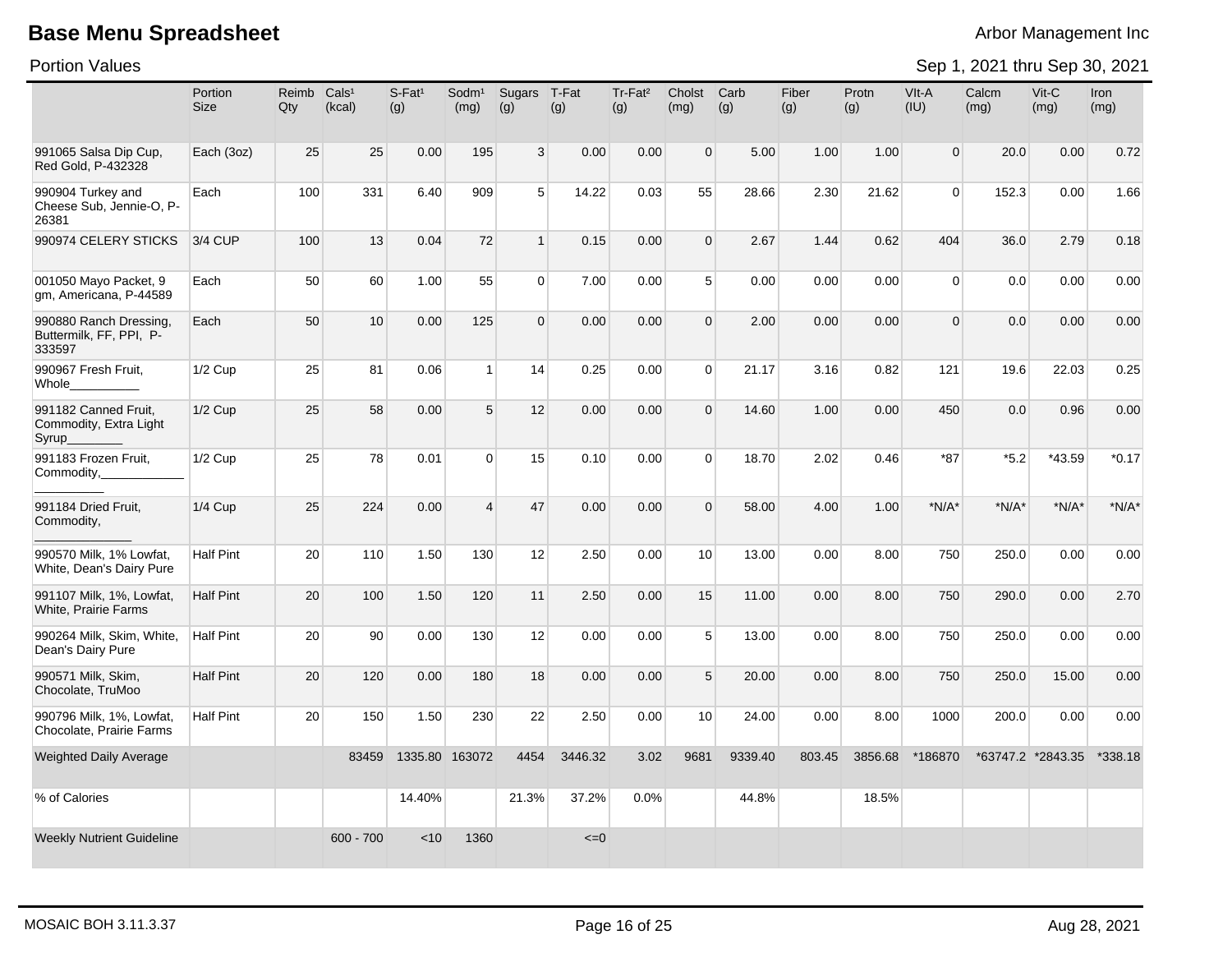# Base Menu Spreadsheet

Arbor Management Inc

Portion Values

Sep 1, 2021 thru Sep 30, 2021

| | Portion Size | Reimb Qty | Cals¹ (kcal) | S-Fat¹ (g) | Sodm¹ (mg) | Sugars (g) | T-Fat (g) | Tr-Fat² (g) | Cholst (mg) | Carb (g) | Fiber (g) | Protn (g) | VIt-A (IU) | Calcm (mg) | Vit-C (mg) | Iron (mg) |
|---|---|---|---|---|---|---|---|---|---|---|---|---|---|---|---|---|
| 991065 Salsa Dip Cup, Red Gold, P-432328 | Each (3oz) | 25 | 25 | 0.00 | 195 | 3 | 0.00 | 0.00 | 0 | 5.00 | 1.00 | 1.00 | 0 | 20.0 | 0.00 | 0.72 |
| 990904 Turkey and Cheese Sub, Jennie-O, P-26381 | Each | 100 | 331 | 6.40 | 909 | 5 | 14.22 | 0.03 | 55 | 28.66 | 2.30 | 21.62 | 0 | 152.3 | 0.00 | 1.66 |
| 990974 CELERY STICKS | 3/4 CUP | 100 | 13 | 0.04 | 72 | 1 | 0.15 | 0.00 | 0 | 2.67 | 1.44 | 0.62 | 404 | 36.0 | 2.79 | 0.18 |
| 001050 Mayo Packet, 9 gm, Americana, P-44589 | Each | 50 | 60 | 1.00 | 55 | 0 | 7.00 | 0.00 | 5 | 0.00 | 0.00 | 0.00 | 0 | 0.0 | 0.00 | 0.00 |
| 990880 Ranch Dressing, Buttermilk, FF, PPI, P-333597 | Each | 50 | 10 | 0.00 | 125 | 0 | 0.00 | 0.00 | 0 | 2.00 | 0.00 | 0.00 | 0 | 0.0 | 0.00 | 0.00 |
| 990967 Fresh Fruit, Whole__________ | 1/2 Cup | 25 | 81 | 0.06 | 1 | 14 | 0.25 | 0.00 | 0 | 21.17 | 3.16 | 0.82 | 121 | 19.6 | 22.03 | 0.25 |
| 991182 Canned Fruit, Commodity, Extra Light Syrup________ | 1/2 Cup | 25 | 58 | 0.00 | 5 | 12 | 0.00 | 0.00 | 0 | 14.60 | 1.00 | 0.00 | 450 | 0.0 | 0.96 | 0.00 |
| 991183 Frozen Fruit, Commodity,____________ __________ | 1/2 Cup | 25 | 78 | 0.01 | 0 | 15 | 0.10 | 0.00 | 0 | 18.70 | 2.02 | 0.46 | *87 | *5.2 | *43.59 | *0.17 |
| 991184 Dried Fruit, Commodity, ______________ | 1/4 Cup | 25 | 224 | 0.00 | 4 | 47 | 0.00 | 0.00 | 0 | 58.00 | 4.00 | 1.00 | *N/A* | *N/A* | *N/A* | *N/A* |
| 990570 Milk, 1% Lowfat, White, Dean's Dairy Pure | Half Pint | 20 | 110 | 1.50 | 130 | 12 | 2.50 | 0.00 | 10 | 13.00 | 0.00 | 8.00 | 750 | 250.0 | 0.00 | 0.00 |
| 991107 Milk, 1%, Lowfat, White, Prairie Farms | Half Pint | 20 | 100 | 1.50 | 120 | 11 | 2.50 | 0.00 | 15 | 11.00 | 0.00 | 8.00 | 750 | 290.0 | 0.00 | 2.70 |
| 990264 Milk, Skim, White, Dean's Dairy Pure | Half Pint | 20 | 90 | 0.00 | 130 | 12 | 0.00 | 0.00 | 5 | 13.00 | 0.00 | 8.00 | 750 | 250.0 | 0.00 | 0.00 |
| 990571 Milk, Skim, Chocolate, TruMoo | Half Pint | 20 | 120 | 0.00 | 180 | 18 | 0.00 | 0.00 | 5 | 20.00 | 0.00 | 8.00 | 750 | 250.0 | 15.00 | 0.00 |
| 990796 Milk, 1%, Lowfat, Chocolate, Prairie Farms | Half Pint | 20 | 150 | 1.50 | 230 | 22 | 2.50 | 0.00 | 10 | 24.00 | 0.00 | 8.00 | 1000 | 200.0 | 0.00 | 0.00 |
| Weighted Daily Average | | | 83459 | 1335.80 | 163072 | 4454 | 3446.32 | 3.02 | 9681 | 9339.40 | 803.45 | 3856.68 | *186870 | *63747.2 | *2843.35 | *338.18 |
| % of Calories | | | | 14.40% | | 21.3% | 37.2% | 0.0% | | 44.8% | | 18.5% | | | | |
| Weekly Nutrient Guideline | | | 600 - 700 | <10 | 1360 | | <=0 | | | | | | | | | |

MOSAIC BOH 3.11.3.37

Aug 28, 2021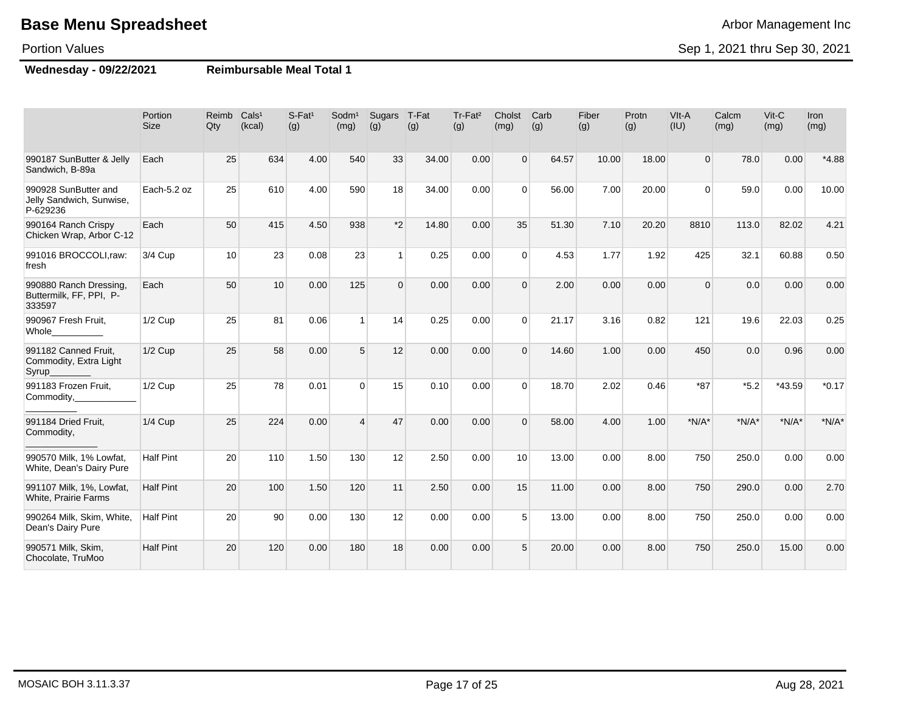# Base Menu Spreadsheet

Arbor Management Inc

Portion Values

Sep 1, 2021 thru Sep 30, 2021

**Wednesday - 09/22/2021** **Reimbursable Meal Total 1**

| | Portion Size | Reimb Qty | Cals[1] (kcal) | S-Fat[1] (g) | Sodm[1] (mg) | Sugars (g) | T-Fat (g) | Tr-Fat[2] (g) | Cholst (mg) | Carb (g) | Fiber (g) | Protn (g) | VIt-A (IU) | Calcm (mg) | Vit-C (mg) | Iron (mg) |
|---|---|---|---|---|---|---|---|---|---|---|---|---|---|---|---|---|
| 990187 SunButter & Jelly Sandwich, B-89a | Each | 25 | 634 | 4.00 | 540 | 33 | 34.00 | 0.00 | 0 | 64.57 | 10.00 | 18.00 | 0 | 78.0 | 0.00 | *4.88 |
| 990928 SunButter and Jelly Sandwich, Sunwise, P-629236 | Each-5.2 oz | 25 | 610 | 4.00 | 590 | 18 | 34.00 | 0.00 | 0 | 56.00 | 7.00 | 20.00 | 0 | 59.0 | 0.00 | 10.00 |
| 990164 Ranch Crispy Chicken Wrap, Arbor C-12 | Each | 50 | 415 | 4.50 | 938 | *2 | 14.80 | 0.00 | 35 | 51.30 | 7.10 | 20.20 | 8810 | 113.0 | 82.02 | 4.21 |
| 991016 BROCCOLI,raw: fresh | 3/4 Cup | 10 | 23 | 0.08 | 23 | 1 | 0.25 | 0.00 | 0 | 4.53 | 1.77 | 1.92 | 425 | 32.1 | 60.88 | 0.50 |
| 990880 Ranch Dressing, Buttermilk, FF, PPI, P-333597 | Each | 50 | 10 | 0.00 | 125 | 0 | 0.00 | 0.00 | 0 | 2.00 | 0.00 | 0.00 | 0 | 0.0 | 0.00 | 0.00 |
| 990967 Fresh Fruit, Whole__________ | 1/2 Cup | 25 | 81 | 0.06 | 1 | 14 | 0.25 | 0.00 | 0 | 21.17 | 3.16 | 0.82 | 121 | 19.6 | 22.03 | 0.25 |
| 991182 Canned Fruit, Commodity, Extra Light Syrup________ | 1/2 Cup | 25 | 58 | 0.00 | 5 | 12 | 0.00 | 0.00 | 0 | 14.60 | 1.00 | 0.00 | 450 | 0.0 | 0.96 | 0.00 |
| 991183 Frozen Fruit, Commodity,____________ __________ | 1/2 Cup | 25 | 78 | 0.01 | 0 | 15 | 0.10 | 0.00 | 0 | 18.70 | 2.02 | 0.46 | *87 | *5.2 | *43.59 | *0.17 |
| 991184 Dried Fruit, Commodity, ______________ | 1/4 Cup | 25 | 224 | 0.00 | 4 | 47 | 0.00 | 0.00 | 0 | 58.00 | 4.00 | 1.00 | *N/A* | *N/A* | *N/A* | *N/A* |
| 990570 Milk, 1% Lowfat, White, Dean's Dairy Pure | Half Pint | 20 | 110 | 1.50 | 130 | 12 | 2.50 | 0.00 | 10 | 13.00 | 0.00 | 8.00 | 750 | 250.0 | 0.00 | 0.00 |
| 991107 Milk, 1%, Lowfat, White, Prairie Farms | Half Pint | 20 | 100 | 1.50 | 120 | 11 | 2.50 | 0.00 | 15 | 11.00 | 0.00 | 8.00 | 750 | 290.0 | 0.00 | 2.70 |
| 990264 Milk, Skim, White, Dean's Dairy Pure | Half Pint | 20 | 90 | 0.00 | 130 | 12 | 0.00 | 0.00 | 5 | 13.00 | 0.00 | 8.00 | 750 | 250.0 | 0.00 | 0.00 |
| 990571 Milk, Skim, Chocolate, TruMoo | Half Pint | 20 | 120 | 0.00 | 180 | 18 | 0.00 | 0.00 | 5 | 20.00 | 0.00 | 8.00 | 750 | 250.0 | 15.00 | 0.00 |

MOSAIC BOH 3.11.3.37 Aug 28, 2021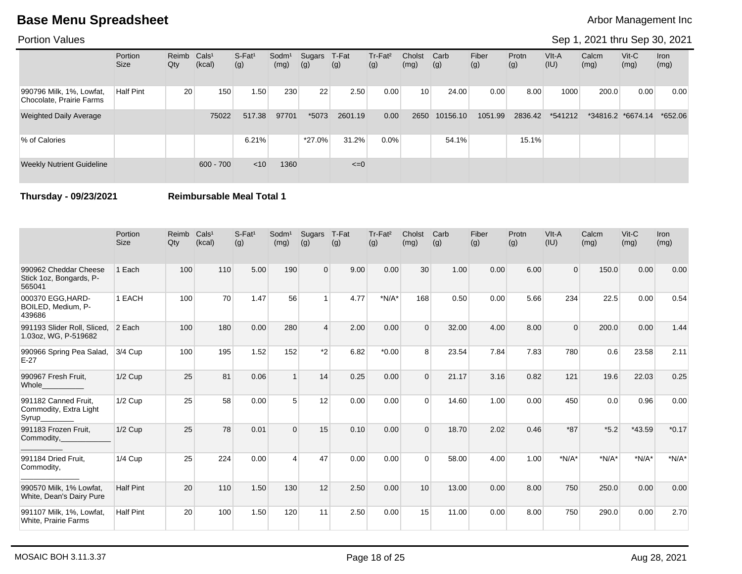# Base Menu Spreadsheet

Arbor Management Inc

Portion Values

Sep 1, 2021 thru Sep 30, 2021

| | Portion Size | Reimb Qty | Cals¹ (kcal) | S-Fat¹ (g) | Sodm¹ (mg) | Sugars (g) | T-Fat (g) | Tr-Fat² (g) | Cholst (mg) | Carb (g) | Fiber (g) | Protn (g) | VIt-A (IU) | Calcm (mg) | Vit-C (mg) | Iron (mg) |
|---|---|---|---|---|---|---|---|---|---|---|---|---|---|---|---|---|
| 990796 Milk, 1%, Lowfat, Chocolate, Prairie Farms | Half Pint | 20 | 150 | 1.50 | 230 | 22 | 2.50 | 0.00 | 10 | 24.00 | 0.00 | 8.00 | 1000 | 200.0 | 0.00 | 0.00 |
| Weighted Daily Average | | | 75022 | 517.38 | 97701 | *5073 | 2601.19 | 0.00 | 2650 | 10156.10 | 1051.99 | 2836.42 | *541212 | *34816.2 | *6674.14 | *652.06 |
| % of Calories | | | | 6.21% | | *27.0% | 31.2% | 0.0% | | 54.1% | | 15.1% | | | | |
| Weekly Nutrient Guideline | | | 600 - 700 | <10 | 1360 | | <=0 | | | | | | | | | |

**Thursday - 09/23/2021** **Reimbursable Meal Total 1**

| | Portion Size | Reimb Qty | Cals¹ (kcal) | S-Fat¹ (g) | Sodm¹ (mg) | Sugars (g) | T-Fat (g) | Tr-Fat² (g) | Cholst (mg) | Carb (g) | Fiber (g) | Protn (g) | VIt-A (IU) | Calcm (mg) | Vit-C (mg) | Iron (mg) |
|---|---|---|---|---|---|---|---|---|---|---|---|---|---|---|---|---|
| 990962 Cheddar Cheese Stick 1oz, Bongards, P-565041 | 1 Each | 100 | 110 | 5.00 | 190 | 0 | 9.00 | 0.00 | 30 | 1.00 | 0.00 | 6.00 | 0 | 150.0 | 0.00 | 0.00 |
| 000370 EGG,HARD-BOILED, Medium, P-439686 | 1 EACH | 100 | 70 | 1.47 | 56 | 1 | 4.77 | *N/A* | 168 | 0.50 | 0.00 | 5.66 | 234 | 22.5 | 0.00 | 0.54 |
| 991193 Slider Roll, Sliced, 1.03oz, WG, P-519682 | 2 Each | 100 | 180 | 0.00 | 280 | 4 | 2.00 | 0.00 | 0 | 32.00 | 4.00 | 8.00 | 0 | 200.0 | 0.00 | 1.44 |
| 990966 Spring Pea Salad, E-27 | 3/4 Cup | 100 | 195 | 1.52 | 152 | *2 | 6.82 | *0.00 | 8 | 23.54 | 7.84 | 7.83 | 780 | 0.6 | 23.58 | 2.11 |
| 990967 Fresh Fruit, Whole__________ | 1/2 Cup | 25 | 81 | 0.06 | 1 | 14 | 0.25 | 0.00 | 0 | 21.17 | 3.16 | 0.82 | 121 | 19.6 | 22.03 | 0.25 |
| 991182 Canned Fruit, Commodity, Extra Light Syrup________ | 1/2 Cup | 25 | 58 | 0.00 | 5 | 12 | 0.00 | 0.00 | 0 | 14.60 | 1.00 | 0.00 | 450 | 0.0 | 0.96 | 0.00 |
| 991183 Frozen Fruit, Commodity,____________ __________ | 1/2 Cup | 25 | 78 | 0.01 | 0 | 15 | 0.10 | 0.00 | 0 | 18.70 | 2.02 | 0.46 | *87 | *5.2 | *43.59 | *0.17 |
| 991184 Dried Fruit, Commodity, ______________ | 1/4 Cup | 25 | 224 | 0.00 | 4 | 47 | 0.00 | 0.00 | 0 | 58.00 | 4.00 | 1.00 | *N/A* | *N/A* | *N/A* | *N/A* |
| 990570 Milk, 1% Lowfat, White, Dean's Dairy Pure | Half Pint | 20 | 110 | 1.50 | 130 | 12 | 2.50 | 0.00 | 10 | 13.00 | 0.00 | 8.00 | 750 | 250.0 | 0.00 | 0.00 |
| 991107 Milk, 1%, Lowfat, White, Prairie Farms | Half Pint | 20 | 100 | 1.50 | 120 | 11 | 2.50 | 0.00 | 15 | 11.00 | 0.00 | 8.00 | 750 | 290.0 | 0.00 | 2.70 |

MOSAIC BOH 3.11.3.37 Aug 28, 2021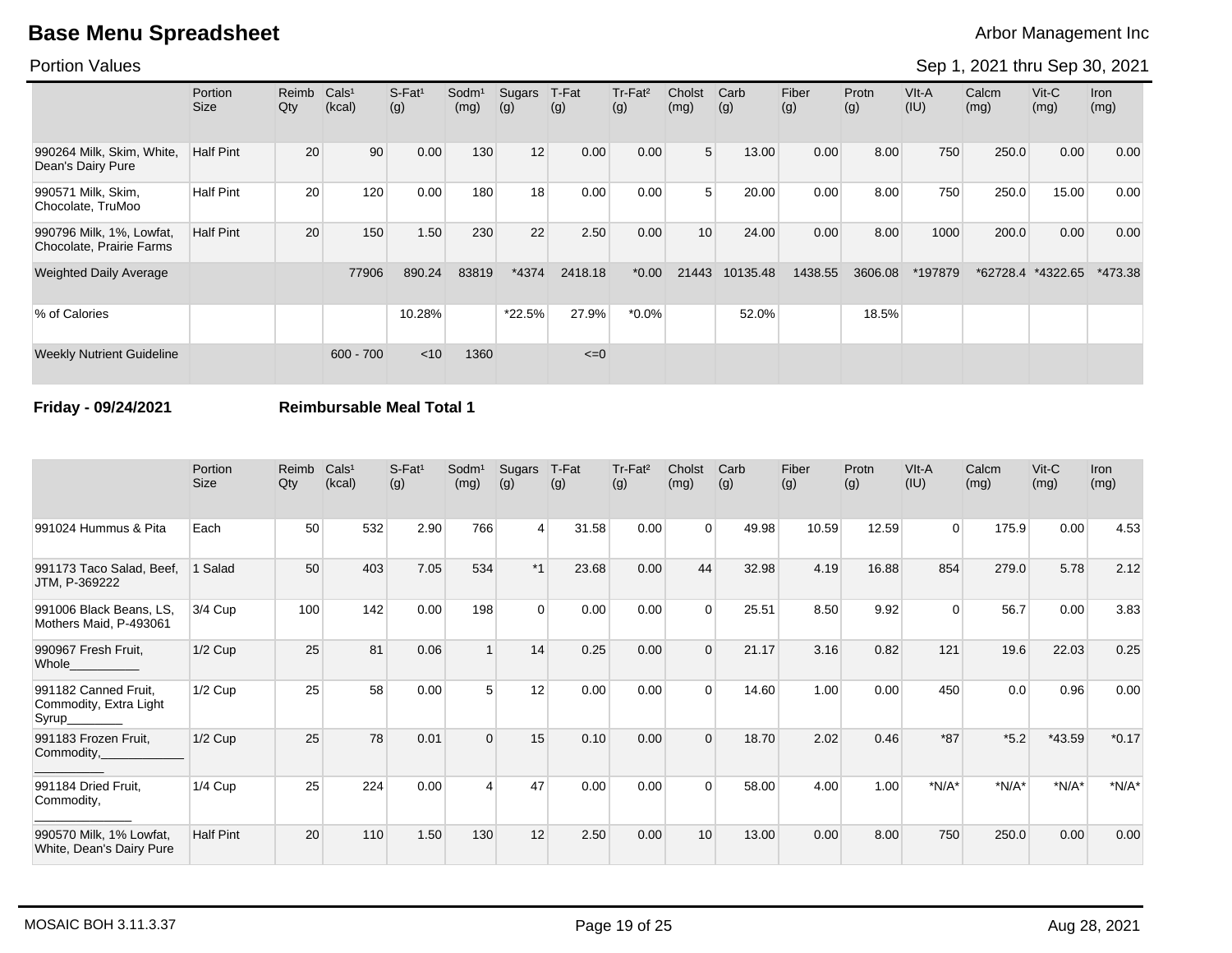# Base Menu Spreadsheet

Arbor Management Inc

Portion Values

Sep 1, 2021 thru Sep 30, 2021

| | Portion Size | Reimb Qty | Cals[1] (kcal) | S-Fat[1] (g) | Sodm[1] (mg) | Sugars (g) | T-Fat (g) | Tr-Fat[2] (g) | Cholst (mg) | Carb (g) | Fiber (g) | Protn (g) | VIt-A (IU) | Calcm (mg) | Vit-C (mg) | Iron (mg) |
|---|---|---|---|---|---|---|---|---|---|---|---|---|---|---|---|---|
| 990264 Milk, Skim, White, Dean's Dairy Pure | Half Pint | 20 | 90 | 0.00 | 130 | 12 | 0.00 | 0.00 | 5 | 13.00 | 0.00 | 8.00 | 750 | 250.0 | 0.00 | 0.00 |
| 990571 Milk, Skim, Chocolate, TruMoo | Half Pint | 20 | 120 | 0.00 | 180 | 18 | 0.00 | 0.00 | 5 | 20.00 | 0.00 | 8.00 | 750 | 250.0 | 15.00 | 0.00 |
| 990796 Milk, 1%, Lowfat, Chocolate, Prairie Farms | Half Pint | 20 | 150 | 1.50 | 230 | 22 | 2.50 | 0.00 | 10 | 24.00 | 0.00 | 8.00 | 1000 | 200.0 | 0.00 | 0.00 |
| Weighted Daily Average | | | 77906 | 890.24 | 83819 | *4374 | 2418.18 | *0.00 | 21443 | 10135.48 | 1438.55 | 3606.08 | *197879 | *62728.4 | *4322.65 | *473.38 |
| % of Calories | | | | 10.28% | | *22.5% | 27.9% | *0.0% | | 52.0% | | 18.5% | | | | |
| Weekly Nutrient Guideline | | | 600 - 700 | <10 | 1360 | | <=0 | | | | | | | | | |

**Friday - 09/24/2021** **Reimbursable Meal Total 1**

| | Portion Size | Reimb Qty | Cals[1] (kcal) | S-Fat[1] (g) | Sodm[1] (mg) | Sugars (g) | T-Fat (g) | Tr-Fat[2] (g) | Cholst (mg) | Carb (g) | Fiber (g) | Protn (g) | VIt-A (IU) | Calcm (mg) | Vit-C (mg) | Iron (mg) |
|---|---|---|---|---|---|---|---|---|---|---|---|---|---|---|---|---|
| 991024 Hummus & Pita | Each | 50 | 532 | 2.90 | 766 | 4 | 31.58 | 0.00 | 0 | 49.98 | 10.59 | 12.59 | 0 | 175.9 | 0.00 | 4.53 |
| 991173 Taco Salad, Beef, JTM, P-369222 | 1 Salad | 50 | 403 | 7.05 | 534 | *1 | 23.68 | 0.00 | 44 | 32.98 | 4.19 | 16.88 | 854 | 279.0 | 5.78 | 2.12 |
| 991006 Black Beans, LS, Mothers Maid, P-493061 | 3/4 Cup | 100 | 142 | 0.00 | 198 | 0 | 0.00 | 0.00 | 0 | 25.51 | 8.50 | 9.92 | 0 | 56.7 | 0.00 | 3.83 |
| 990967 Fresh Fruit, Whole__________ | 1/2 Cup | 25 | 81 | 0.06 | 1 | 14 | 0.25 | 0.00 | 0 | 21.17 | 3.16 | 0.82 | 121 | 19.6 | 22.03 | 0.25 |
| 991182 Canned Fruit, Commodity, Extra Light Syrup________ | 1/2 Cup | 25 | 58 | 0.00 | 5 | 12 | 0.00 | 0.00 | 0 | 14.60 | 1.00 | 0.00 | 450 | 0.0 | 0.96 | 0.00 |
| 991183 Frozen Fruit, Commodity,____________ __________ | 1/2 Cup | 25 | 78 | 0.01 | 0 | 15 | 0.10 | 0.00 | 0 | 18.70 | 2.02 | 0.46 | *87 | *5.2 | *43.59 | *0.17 |
| 991184 Dried Fruit, Commodity, ______________ | 1/4 Cup | 25 | 224 | 0.00 | 4 | 47 | 0.00 | 0.00 | 0 | 58.00 | 4.00 | 1.00 | *N/A* | *N/A* | *N/A* | *N/A* |
| 990570 Milk, 1% Lowfat, White, Dean's Dairy Pure | Half Pint | 20 | 110 | 1.50 | 130 | 12 | 2.50 | 0.00 | 10 | 13.00 | 0.00 | 8.00 | 750 | 250.0 | 0.00 | 0.00 |

MOSAIC BOH 3.11.3.37 Aug 28, 2021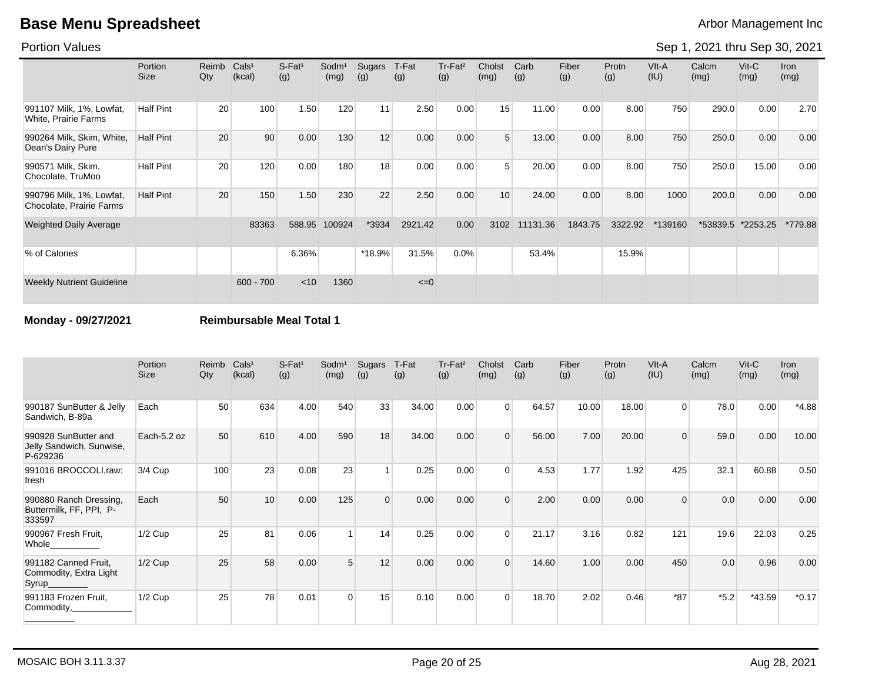# Base Menu Spreadsheet

Arbor Management Inc

Portion Values

Sep 1, 2021 thru Sep 30, 2021

| | Portion Size | Reimb Qty | Cals¹ (kcal) | S-Fat¹ (g) | Sodm¹ (mg) | Sugars (g) | T-Fat (g) | Tr-Fat² (g) | Cholst (mg) | Carb (g) | Fiber (g) | Protn (g) | VIt-A (IU) | Calcm (mg) | Vit-C (mg) | Iron (mg) |
|---|---|---|---|---|---|---|---|---|---|---|---|---|---|---|---|---|
| 991107 Milk, 1%, Lowfat, White, Prairie Farms | Half Pint | 20 | 100 | 1.50 | 120 | 11 | 2.50 | 0.00 | 15 | 11.00 | 0.00 | 8.00 | 750 | 290.0 | 0.00 | 2.70 |
| 990264 Milk, Skim, White, Dean's Dairy Pure | Half Pint | 20 | 90 | 0.00 | 130 | 12 | 0.00 | 0.00 | 5 | 13.00 | 0.00 | 8.00 | 750 | 250.0 | 0.00 | 0.00 |
| 990571 Milk, Skim, Chocolate, TruMoo | Half Pint | 20 | 120 | 0.00 | 180 | 18 | 0.00 | 0.00 | 5 | 20.00 | 0.00 | 8.00 | 750 | 250.0 | 15.00 | 0.00 |
| 990796 Milk, 1%, Lowfat, Chocolate, Prairie Farms | Half Pint | 20 | 150 | 1.50 | 230 | 22 | 2.50 | 0.00 | 10 | 24.00 | 0.00 | 8.00 | 1000 | 200.0 | 0.00 | 0.00 |
| Weighted Daily Average | | | 83363 | 588.95 | 100924 | *3934 | 2921.42 | 0.00 | 3102 | 11131.36 | 1843.75 | 3322.92 | *139160 | *53839.5 | *2253.25 | *779.88 |
| % of Calories | | | | 6.36% | | *18.9% | 31.5% | 0.0% | | 53.4% | | 15.9% | | | | |
| Weekly Nutrient Guideline | | | 600 - 700 | <10 | 1360 | | <=0 | | | | | | | | | |

**Monday - 09/27/2021** **Reimbursable Meal Total 1**

| | Portion Size | Reimb Qty | Cals¹ (kcal) | S-Fat¹ (g) | Sodm¹ (mg) | Sugars (g) | T-Fat (g) | Tr-Fat² (g) | Cholst (mg) | Carb (g) | Fiber (g) | Protn (g) | VIt-A (IU) | Calcm (mg) | Vit-C (mg) | Iron (mg) |
|---|---|---|---|---|---|---|---|---|---|---|---|---|---|---|---|---|
| 990187 SunButter & Jelly Sandwich, B-89a | Each | 50 | 634 | 4.00 | 540 | 33 | 34.00 | 0.00 | 0 | 64.57 | 10.00 | 18.00 | 0 | 78.0 | 0.00 | *4.88 |
| 990928 SunButter and Jelly Sandwich, Sunwise, P-629236 | Each-5.2 oz | 50 | 610 | 4.00 | 590 | 18 | 34.00 | 0.00 | 0 | 56.00 | 7.00 | 20.00 | 0 | 59.0 | 0.00 | 10.00 |
| 991016 BROCCOLI,raw: fresh | 3/4 Cup | 100 | 23 | 0.08 | 23 | 1 | 0.25 | 0.00 | 0 | 4.53 | 1.77 | 1.92 | 425 | 32.1 | 60.88 | 0.50 |
| 990880 Ranch Dressing, Buttermilk, FF, PPI, P-333597 | Each | 50 | 10 | 0.00 | 125 | 0 | 0.00 | 0.00 | 0 | 2.00 | 0.00 | 0.00 | 0 | 0.0 | 0.00 | 0.00 |
| 990967 Fresh Fruit, Whole__________ | 1/2 Cup | 25 | 81 | 0.06 | 1 | 14 | 0.25 | 0.00 | 0 | 21.17 | 3.16 | 0.82 | 121 | 19.6 | 22.03 | 0.25 |
| 991182 Canned Fruit, Commodity, Extra Light Syrup________ | 1/2 Cup | 25 | 58 | 0.00 | 5 | 12 | 0.00 | 0.00 | 0 | 14.60 | 1.00 | 0.00 | 450 | 0.0 | 0.96 | 0.00 |
| 991183 Frozen Fruit, Commodity,____________ __________ | 1/2 Cup | 25 | 78 | 0.01 | 0 | 15 | 0.10 | 0.00 | 0 | 18.70 | 2.02 | 0.46 | *87 | *5.2 | *43.59 | *0.17 |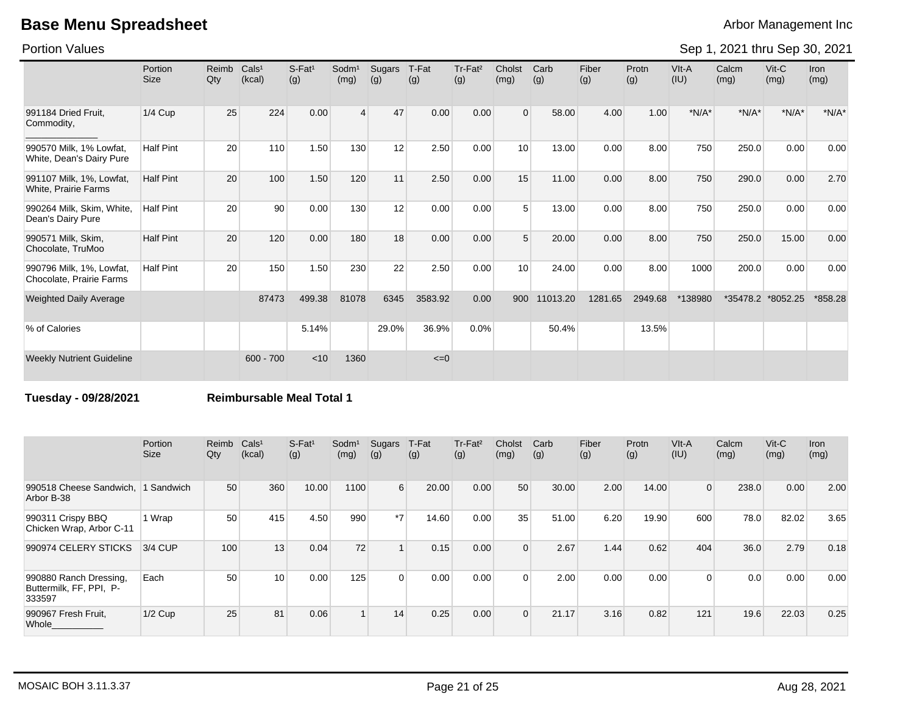# Base Menu Spreadsheet

Arbor Management Inc

Portion Values

Sep 1, 2021 thru Sep 30, 2021

| | Portion Size | Reimb Qty | Cals[1] (kcal) | S-Fat[1] (g) | Sodm[1] (mg) | Sugars (g) | T-Fat (g) | Tr-Fat[2] (g) | Cholst (mg) | Carb (g) | Fiber (g) | Protn (g) | VIt-A (IU) | Calcm (mg) | Vit-C (mg) | Iron (mg) |
|---|---|---|---|---|---|---|---|---|---|---|---|---|---|---|---|---|
| 991184 Dried Fruit, Commodity, _____________ | 1/4 Cup | 25 | 224 | 0.00 | 4 | 47 | 0.00 | 0.00 | 0 | 58.00 | 4.00 | 1.00 | *N/A* | *N/A* | *N/A* | *N/A* |
| 990570 Milk, 1% Lowfat, White, Dean's Dairy Pure | Half Pint | 20 | 110 | 1.50 | 130 | 12 | 2.50 | 0.00 | 10 | 13.00 | 0.00 | 8.00 | 750 | 250.0 | 0.00 | 0.00 |
| 991107 Milk, 1%, Lowfat, White, Prairie Farms | Half Pint | 20 | 100 | 1.50 | 120 | 11 | 2.50 | 0.00 | 15 | 11.00 | 0.00 | 8.00 | 750 | 290.0 | 0.00 | 2.70 |
| 990264 Milk, Skim, White, Dean's Dairy Pure | Half Pint | 20 | 90 | 0.00 | 130 | 12 | 0.00 | 0.00 | 5 | 13.00 | 0.00 | 8.00 | 750 | 250.0 | 0.00 | 0.00 |
| 990571 Milk, Skim, Chocolate, TruMoo | Half Pint | 20 | 120 | 0.00 | 180 | 18 | 0.00 | 0.00 | 5 | 20.00 | 0.00 | 8.00 | 750 | 250.0 | 15.00 | 0.00 |
| 990796 Milk, 1%, Lowfat, Chocolate, Prairie Farms | Half Pint | 20 | 150 | 1.50 | 230 | 22 | 2.50 | 0.00 | 10 | 24.00 | 0.00 | 8.00 | 1000 | 200.0 | 0.00 | 0.00 |
| Weighted Daily Average | | | 87473 | 499.38 | 81078 | 6345 | 3583.92 | 0.00 | 900 | 11013.20 | 1281.65 | 2949.68 | *138980 | *35478.2 | *8052.25 | *858.28 |
| % of Calories | | | | 5.14% | | 29.0% | 36.9% | 0.0% | | 50.4% | | 13.5% | | | | |
| Weekly Nutrient Guideline | | | 600 - 700 | <10 | 1360 | | <=0 | | | | | | | | | |

**Tuesday - 09/28/2021** **Reimbursable Meal Total 1**

| | Portion Size | Reimb Qty | Cals[1] (kcal) | S-Fat[1] (g) | Sodm[1] (mg) | Sugars (g) | T-Fat (g) | Tr-Fat[2] (g) | Cholst (mg) | Carb (g) | Fiber (g) | Protn (g) | VIt-A (IU) | Calcm (mg) | Vit-C (mg) | Iron (mg) |
|---|---|---|---|---|---|---|---|---|---|---|---|---|---|---|---|---|
| 990518 Cheese Sandwich, Arbor B-38 | 1 Sandwich | 50 | 360 | 10.00 | 1100 | 6 | 20.00 | 0.00 | 50 | 30.00 | 2.00 | 14.00 | 0 | 238.0 | 0.00 | 2.00 |
| 990311 Crispy BBQ Chicken Wrap, Arbor C-11 | 1 Wrap | 50 | 415 | 4.50 | 990 | *7 | 14.60 | 0.00 | 35 | 51.00 | 6.20 | 19.90 | 600 | 78.0 | 82.02 | 3.65 |
| 990974 CELERY STICKS | 3/4 CUP | 100 | 13 | 0.04 | 72 | 1 | 0.15 | 0.00 | 0 | 2.67 | 1.44 | 0.62 | 404 | 36.0 | 2.79 | 0.18 |
| 990880 Ranch Dressing, Buttermilk, FF, PPI, P-333597 | Each | 50 | 10 | 0.00 | 125 | 0 | 0.00 | 0.00 | 0 | 2.00 | 0.00 | 0.00 | 0 | 0.0 | 0.00 | 0.00 |
| 990967 Fresh Fruit, Whole__________ | 1/2 Cup | 25 | 81 | 0.06 | 1 | 14 | 0.25 | 0.00 | 0 | 21.17 | 3.16 | 0.82 | 121 | 19.6 | 22.03 | 0.25 |

MOSAIC BOH 3.11.3.37 Aug 28, 2021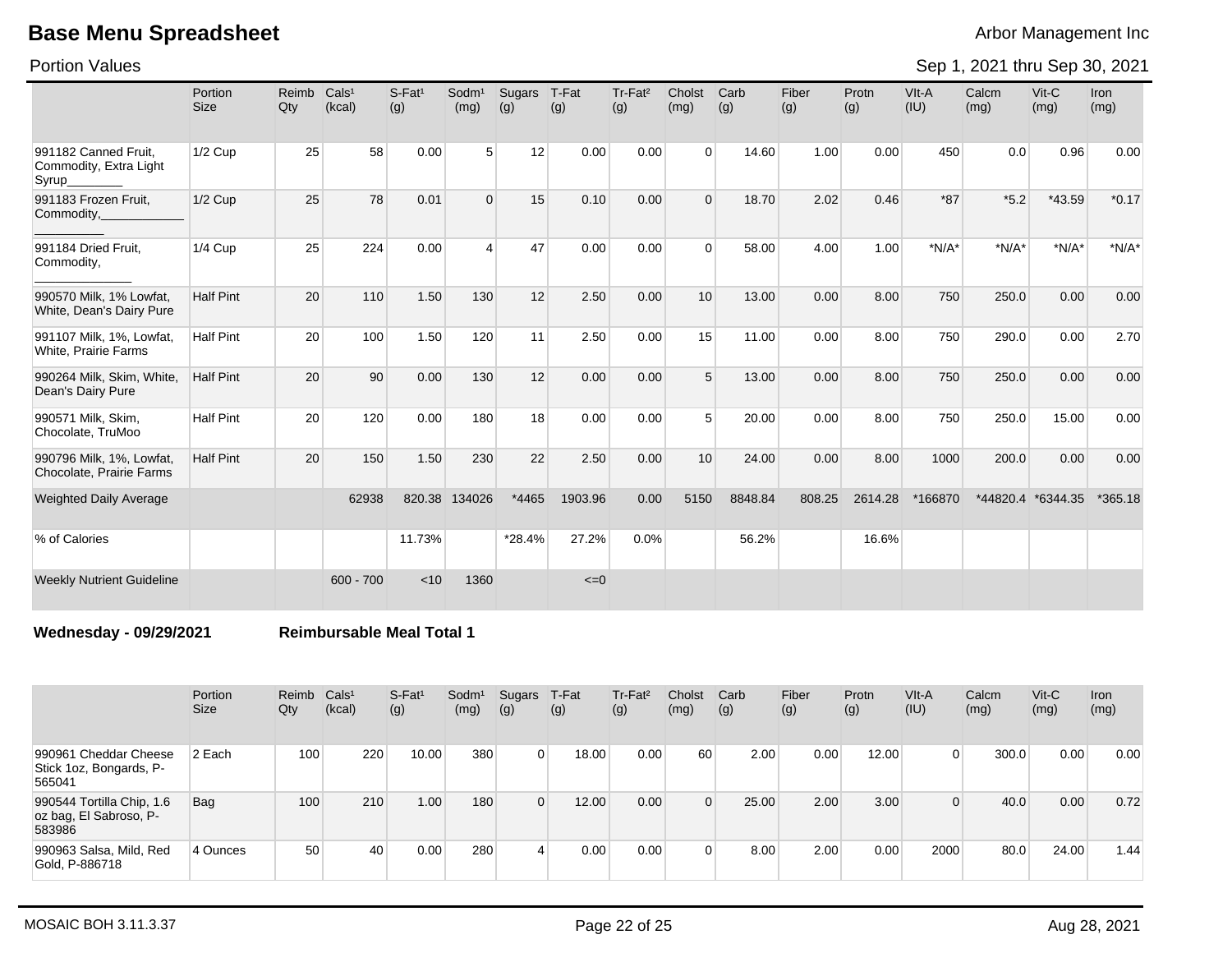# Base Menu Spreadsheet

Arbor Management Inc

Portion Values

Sep 1, 2021 thru Sep 30, 2021

| | Portion Size | Reimb Qty | Cals¹ (kcal) | S-Fat¹ (g) | Sodm¹ (mg) | Sugars (g) | T-Fat (g) | Tr-Fat² (g) | Cholst (mg) | Carb (g) | Fiber (g) | Protn (g) | VIt-A (IU) | Calcm (mg) | Vit-C (mg) | Iron (mg) |
|---|---|---|---|---|---|---|---|---|---|---|---|---|---|---|---|---|
| 991182 Canned Fruit, Commodity, Extra Light Syrup________ | 1/2 Cup | 25 | 58 | 0.00 | 5 | 12 | 0.00 | 0.00 | 0 | 14.60 | 1.00 | 0.00 | 450 | 0.0 | 0.96 | 0.00 |
| 991183 Frozen Fruit, Commodity,____________ __________ | 1/2 Cup | 25 | 78 | 0.01 | 0 | 15 | 0.10 | 0.00 | 0 | 18.70 | 2.02 | 0.46 | *87 | *5.2 | *43.59 | *0.17 |
| 991184 Dried Fruit, Commodity, ______________ | 1/4 Cup | 25 | 224 | 0.00 | 4 | 47 | 0.00 | 0.00 | 0 | 58.00 | 4.00 | 1.00 | *N/A* | *N/A* | *N/A* | *N/A* |
| 990570 Milk, 1% Lowfat, White, Dean's Dairy Pure | Half Pint | 20 | 110 | 1.50 | 130 | 12 | 2.50 | 0.00 | 10 | 13.00 | 0.00 | 8.00 | 750 | 250.0 | 0.00 | 0.00 |
| 991107 Milk, 1%, Lowfat, White, Prairie Farms | Half Pint | 20 | 100 | 1.50 | 120 | 11 | 2.50 | 0.00 | 15 | 11.00 | 0.00 | 8.00 | 750 | 290.0 | 0.00 | 2.70 |
| 990264 Milk, Skim, White, Dean's Dairy Pure | Half Pint | 20 | 90 | 0.00 | 130 | 12 | 0.00 | 0.00 | 5 | 13.00 | 0.00 | 8.00 | 750 | 250.0 | 0.00 | 0.00 |
| 990571 Milk, Skim, Chocolate, TruMoo | Half Pint | 20 | 120 | 0.00 | 180 | 18 | 0.00 | 0.00 | 5 | 20.00 | 0.00 | 8.00 | 750 | 250.0 | 15.00 | 0.00 |
| 990796 Milk, 1%, Lowfat, Chocolate, Prairie Farms | Half Pint | 20 | 150 | 1.50 | 230 | 22 | 2.50 | 0.00 | 10 | 24.00 | 0.00 | 8.00 | 1000 | 200.0 | 0.00 | 0.00 |
| Weighted Daily Average | | | 62938 | 820.38 | 134026 | *4465 | 1903.96 | 0.00 | 5150 | 8848.84 | 808.25 | 2614.28 | *166870 | *44820.4 | *6344.35 | *365.18 |
| % of Calories | | | | 11.73% | | *28.4% | 27.2% | 0.0% | | 56.2% | | 16.6% | | | | |
| Weekly Nutrient Guideline | | | 600 - 700 | <10 | 1360 | | <=0 | | | | | | | | | |

**Wednesday - 09/29/2021** **Reimbursable Meal Total 1**

| | Portion Size | Reimb Qty | Cals¹ (kcal) | S-Fat¹ (g) | Sodm¹ (mg) | Sugars (g) | T-Fat (g) | Tr-Fat² (g) | Cholst (mg) | Carb (g) | Fiber (g) | Protn (g) | VIt-A (IU) | Calcm (mg) | Vit-C (mg) | Iron (mg) |
|---|---|---|---|---|---|---|---|---|---|---|---|---|---|---|---|---|
| 990961 Cheddar Cheese Stick 1oz, Bongards, P-565041 | 2 Each | 100 | 220 | 10.00 | 380 | 0 | 18.00 | 0.00 | 60 | 2.00 | 0.00 | 12.00 | 0 | 300.0 | 0.00 | 0.00 |
| 990544 Tortilla Chip, 1.6 oz bag, El Sabroso, P-583986 | Bag | 100 | 210 | 1.00 | 180 | 0 | 12.00 | 0.00 | 0 | 25.00 | 2.00 | 3.00 | 0 | 40.0 | 0.00 | 0.72 |
| 990963 Salsa, Mild, Red Gold, P-886718 | 4 Ounces | 50 | 40 | 0.00 | 280 | 4 | 0.00 | 0.00 | 0 | 8.00 | 2.00 | 0.00 | 2000 | 80.0 | 24.00 | 1.44 |

MOSAIC BOH 3.11.3.37

Aug 28, 2021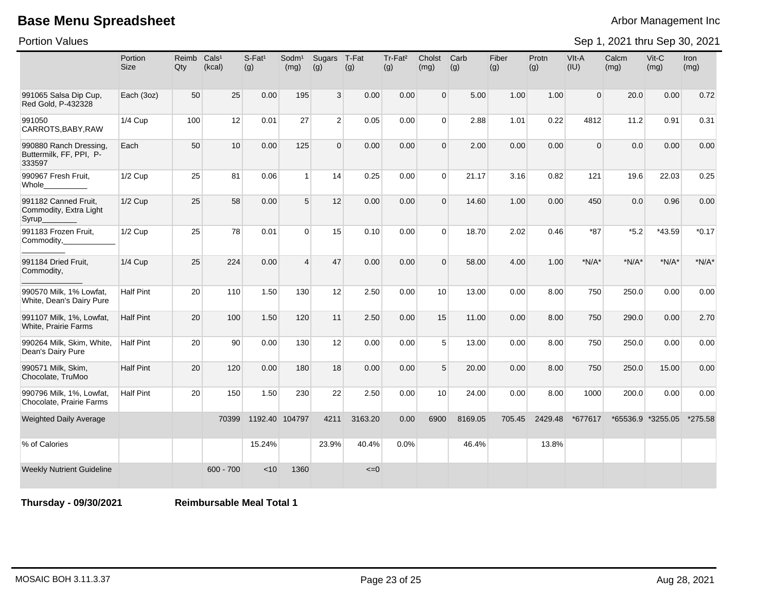# Base Menu Spreadsheet

Arbor Management Inc

Portion Values

Sep 1, 2021 thru Sep 30, 2021

| | Portion Size | Reimb Qty | Cals¹ (kcal) | S-Fat¹ (g) | Sodm¹ (mg) | Sugars (g) | T-Fat (g) | Tr-Fat² (g) | Cholst (mg) | Carb (g) | Fiber (g) | Protn (g) | VIt-A (IU) | Calcm (mg) | Vit-C (mg) | Iron (mg) |
|---|---|---|---|---|---|---|---|---|---|---|---|---|---|---|---|---|
| 991065 Salsa Dip Cup, Red Gold, P-432328 | Each (3oz) | 50 | 25 | 0.00 | 195 | 3 | 0.00 | 0.00 | 0 | 5.00 | 1.00 | 1.00 | 0 | 20.0 | 0.00 | 0.72 |
| 991050 CARROTS,BABY,RAW | 1/4 Cup | 100 | 12 | 0.01 | 27 | 2 | 0.05 | 0.00 | 0 | 2.88 | 1.01 | 0.22 | 4812 | 11.2 | 0.91 | 0.31 |
| 990880 Ranch Dressing, Buttermilk, FF, PPI, P-333597 | Each | 50 | 10 | 0.00 | 125 | 0 | 0.00 | 0.00 | 0 | 2.00 | 0.00 | 0.00 | 0 | 0.0 | 0.00 | 0.00 |
| 990967 Fresh Fruit, Whole__________ | 1/2 Cup | 25 | 81 | 0.06 | 1 | 14 | 0.25 | 0.00 | 0 | 21.17 | 3.16 | 0.82 | 121 | 19.6 | 22.03 | 0.25 |
| 991182 Canned Fruit, Commodity, Extra Light Syrup________ | 1/2 Cup | 25 | 58 | 0.00 | 5 | 12 | 0.00 | 0.00 | 0 | 14.60 | 1.00 | 0.00 | 450 | 0.0 | 0.96 | 0.00 |
| 991183 Frozen Fruit, Commodity,____________ __________ | 1/2 Cup | 25 | 78 | 0.01 | 0 | 15 | 0.10 | 0.00 | 0 | 18.70 | 2.02 | 0.46 | *87 | *5.2 | *43.59 | *0.17 |
| 991184 Dried Fruit, Commodity, ______________ | 1/4 Cup | 25 | 224 | 0.00 | 4 | 47 | 0.00 | 0.00 | 0 | 58.00 | 4.00 | 1.00 | *N/A* | *N/A* | *N/A* | *N/A* |
| 990570 Milk, 1% Lowfat, White, Dean's Dairy Pure | Half Pint | 20 | 110 | 1.50 | 130 | 12 | 2.50 | 0.00 | 10 | 13.00 | 0.00 | 8.00 | 750 | 250.0 | 0.00 | 0.00 |
| 991107 Milk, 1%, Lowfat, White, Prairie Farms | Half Pint | 20 | 100 | 1.50 | 120 | 11 | 2.50 | 0.00 | 15 | 11.00 | 0.00 | 8.00 | 750 | 290.0 | 0.00 | 2.70 |
| 990264 Milk, Skim, White, Dean's Dairy Pure | Half Pint | 20 | 90 | 0.00 | 130 | 12 | 0.00 | 0.00 | 5 | 13.00 | 0.00 | 8.00 | 750 | 250.0 | 0.00 | 0.00 |
| 990571 Milk, Skim, Chocolate, TruMoo | Half Pint | 20 | 120 | 0.00 | 180 | 18 | 0.00 | 0.00 | 5 | 20.00 | 0.00 | 8.00 | 750 | 250.0 | 15.00 | 0.00 |
| 990796 Milk, 1%, Lowfat, Chocolate, Prairie Farms | Half Pint | 20 | 150 | 1.50 | 230 | 22 | 2.50 | 0.00 | 10 | 24.00 | 0.00 | 8.00 | 1000 | 200.0 | 0.00 | 0.00 |
| Weighted Daily Average | | | 70399 | 1192.40 | 104797 | 4211 | 3163.20 | 0.00 | 6900 | 8169.05 | 705.45 | 2429.48 | *677617 | *65536.9 | *3255.05 | *275.58 |
| % of Calories | | | | 15.24% | | 23.9% | 40.4% | 0.0% | | 46.4% | | 13.8% | | | | |
| Weekly Nutrient Guideline | | | 600 - 700 | <10 | 1360 | | <=0 | | | | | | | | | |

**Thursday - 09/30/2021** **Reimbursable Meal Total 1**

MOSAIC BOH 3.11.3.37 Aug 28, 2021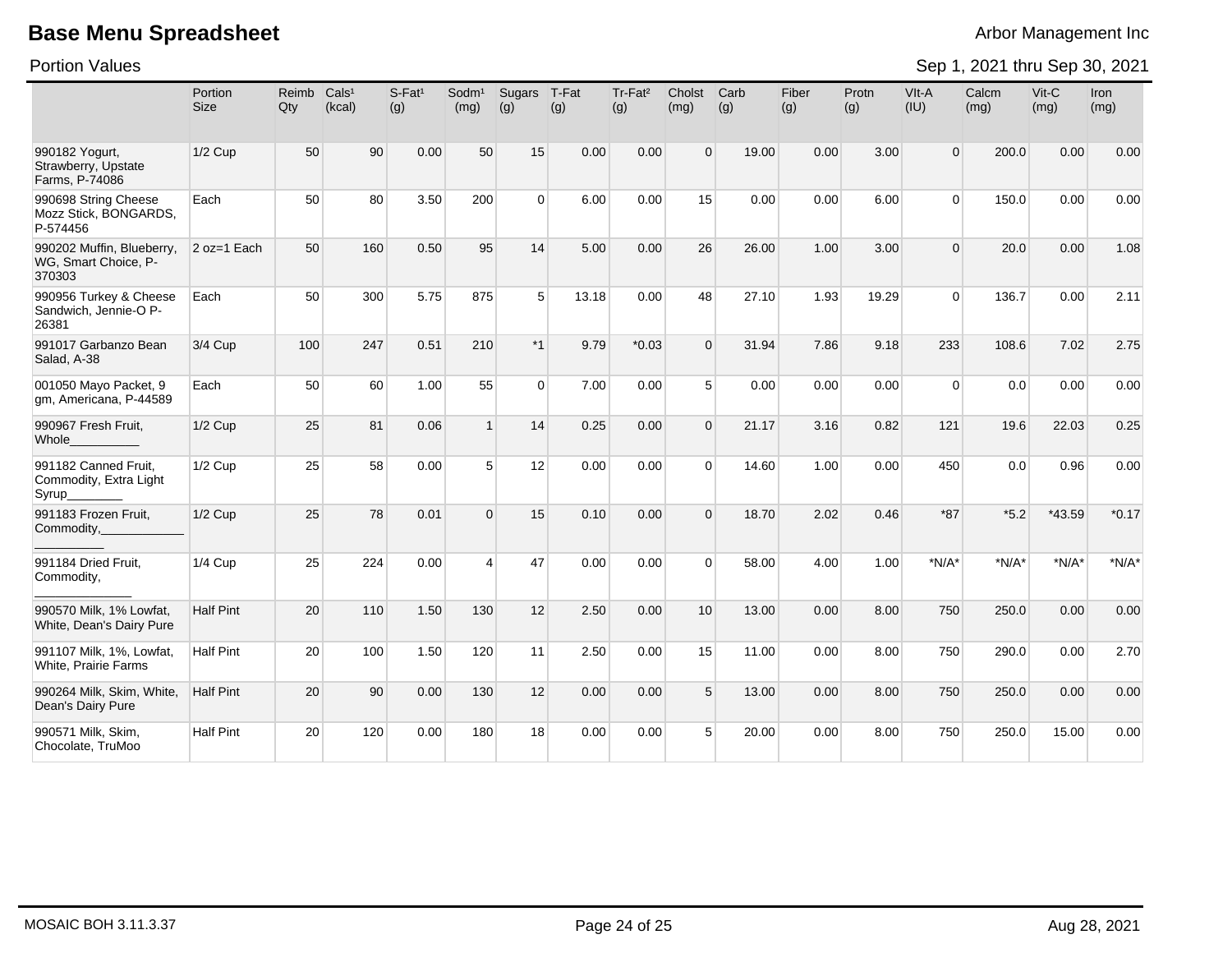# Base Menu Spreadsheet

Arbor Management Inc

Portion Values

Sep 1, 2021 thru Sep 30, 2021

| | Portion Size | Reimb Qty | Cals¹ (kcal) | S-Fat¹ (g) | Sodm¹ (mg) | Sugars (g) | T-Fat (g) | Tr-Fat² (g) | Cholst (mg) | Carb (g) | Fiber (g) | Protn (g) | VIt-A (IU) | Calcm (mg) | Vit-C (mg) | Iron (mg) |
|---|---|---|---|---|---|---|---|---|---|---|---|---|---|---|---|---|
| 990182 Yogurt, Strawberry, Upstate Farms, P-74086 | 1/2 Cup | 50 | 90 | 0.00 | 50 | 15 | 0.00 | 0.00 | 0 | 19.00 | 0.00 | 3.00 | 0 | 200.0 | 0.00 | 0.00 |
| 990698 String Cheese Mozz Stick, BONGARDS, P-574456 | Each | 50 | 80 | 3.50 | 200 | 0 | 6.00 | 0.00 | 15 | 0.00 | 0.00 | 6.00 | 0 | 150.0 | 0.00 | 0.00 |
| 990202 Muffin, Blueberry, WG, Smart Choice, P-370303 | 2 oz=1 Each | 50 | 160 | 0.50 | 95 | 14 | 5.00 | 0.00 | 26 | 26.00 | 1.00 | 3.00 | 0 | 20.0 | 0.00 | 1.08 |
| 990956 Turkey & Cheese Sandwich, Jennie-O P-26381 | Each | 50 | 300 | 5.75 | 875 | 5 | 13.18 | 0.00 | 48 | 27.10 | 1.93 | 19.29 | 0 | 136.7 | 0.00 | 2.11 |
| 991017 Garbanzo Bean Salad, A-38 | 3/4 Cup | 100 | 247 | 0.51 | 210 | *1 | 9.79 | *0.03 | 0 | 31.94 | 7.86 | 9.18 | 233 | 108.6 | 7.02 | 2.75 |
| 001050 Mayo Packet, 9 gm, Americana, P-44589 | Each | 50 | 60 | 1.00 | 55 | 0 | 7.00 | 0.00 | 5 | 0.00 | 0.00 | 0.00 | 0 | 0.0 | 0.00 | 0.00 |
| 990967 Fresh Fruit, Whole__________ | 1/2 Cup | 25 | 81 | 0.06 | 1 | 14 | 0.25 | 0.00 | 0 | 21.17 | 3.16 | 0.82 | 121 | 19.6 | 22.03 | 0.25 |
| 991182 Canned Fruit, Commodity, Extra Light Syrup________ | 1/2 Cup | 25 | 58 | 0.00 | 5 | 12 | 0.00 | 0.00 | 0 | 14.60 | 1.00 | 0.00 | 450 | 0.0 | 0.96 | 0.00 |
| 991183 Frozen Fruit, Commodity,____________ __________ | 1/2 Cup | 25 | 78 | 0.01 | 0 | 15 | 0.10 | 0.00 | 0 | 18.70 | 2.02 | 0.46 | *87 | *5.2 | *43.59 | *0.17 |
| 991184 Dried Fruit, Commodity, ______________ | 1/4 Cup | 25 | 224 | 0.00 | 4 | 47 | 0.00 | 0.00 | 0 | 58.00 | 4.00 | 1.00 | *N/A* | *N/A* | *N/A* | *N/A* |
| 990570 Milk, 1% Lowfat, White, Dean's Dairy Pure | Half Pint | 20 | 110 | 1.50 | 130 | 12 | 2.50 | 0.00 | 10 | 13.00 | 0.00 | 8.00 | 750 | 250.0 | 0.00 | 0.00 |
| 991107 Milk, 1%, Lowfat, White, Prairie Farms | Half Pint | 20 | 100 | 1.50 | 120 | 11 | 2.50 | 0.00 | 15 | 11.00 | 0.00 | 8.00 | 750 | 290.0 | 0.00 | 2.70 |
| 990264 Milk, Skim, White, Dean's Dairy Pure | Half Pint | 20 | 90 | 0.00 | 130 | 12 | 0.00 | 0.00 | 5 | 13.00 | 0.00 | 8.00 | 750 | 250.0 | 0.00 | 0.00 |
| 990571 Milk, Skim, Chocolate, TruMoo | Half Pint | 20 | 120 | 0.00 | 180 | 18 | 0.00 | 0.00 | 5 | 20.00 | 0.00 | 8.00 | 750 | 250.0 | 15.00 | 0.00 |

MOSAIC BOH 3.11.3.37

Aug 28, 2021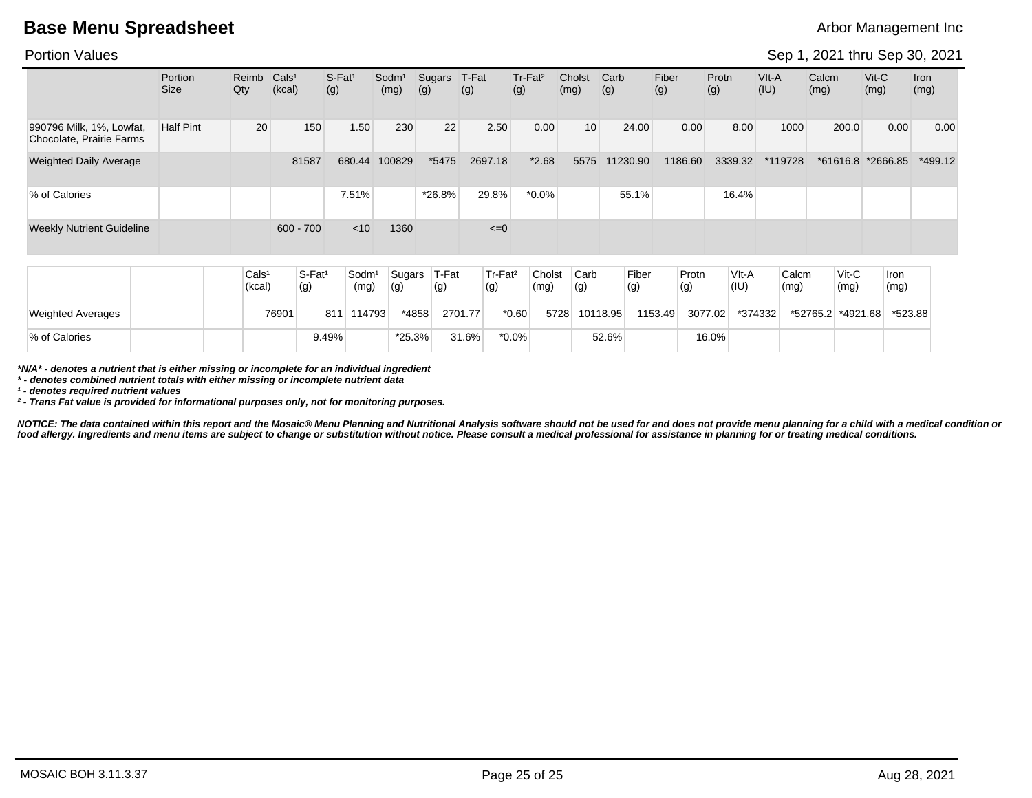# Base Menu Spreadsheet

Arbor Management Inc

Portion Values

Sep 1, 2021 thru Sep 30, 2021

| | Portion Size | Reimb Qty | Cals[1] (kcal) | S-Fat[1] (g) | Sodm[1] (mg) | Sugars (g) | T-Fat (g) | Tr-Fat[2] (g) | Cholst (mg) | Carb (g) | Fiber (g) | Protn (g) | VIt-A (IU) | Calcm (mg) | Vit-C (mg) | Iron (mg) |
|---|---|---|---|---|---|---|---|---|---|---|---|---|---|---|---|---|
| 990796 Milk, 1%, Lowfat, Chocolate, Prairie Farms | Half Pint | 20 | 150 | 1.50 | 230 | 22 | 2.50 | 0.00 | 10 | 24.00 | 0.00 | 8.00 | 1000 | 200.0 | 0.00 | 0.00 |
| Weighted Daily Average | | | 81587 | 680.44 | 100829 | *5475 | 2697.18 | *2.68 | 5575 | 11230.90 | 1186.60 | 3339.32 | *119728 | *61616.8 | *2666.85 | *499.12 |
| % of Calories | | | | 7.51% | | *26.8% | 29.8% | *0.0% | | 55.1% | | 16.4% | | | | |
| Weekly Nutrient Guideline | | | 600 - 700 | <10 | 1360 | | <=0 | | | | | | | | | |

| | | | Cals[1] (kcal) | S-Fat[1] (g) | Sodm[1] (mg) | Sugars (g) | T-Fat (g) | Tr-Fat[2] (g) | Cholst (mg) | Carb (g) | Fiber (g) | Protn (g) | VIt-A (IU) | Calcm (mg) | Vit-C (mg) | Iron (mg) |
|---|---|---|---|---|---|---|---|---|---|---|---|---|---|---|---|---|
| Weighted Averages | | | 76901 | 811 | 114793 | *4858 | 2701.77 | *0.60 | 5728 | 10118.95 | 1153.49 | 3077.02 | *374332 | *52765.2 | *4921.68 | *523.88 |
| % of Calories | | | | 9.49% | | *25.3% | 31.6% | *0.0% | | 52.6% | | 16.0% | | | | |

***N/A* - denotes a nutrient that is either missing or incomplete for an individual ingredient***

***\* - denotes combined nutrient totals with either missing or incomplete nutrient data***

***[1] - denotes required nutrient values***

***[2] - Trans Fat value is provided for informational purposes only, not for monitoring purposes.***

***NOTICE: The data contained within this report and the Mosaic® Menu Planning and Nutritional Analysis software should not be used for and does not provide menu planning for a child with a medical condition or food allergy. Ingredients and menu items are subject to change or substitution without notice. Please consult a medical professional for assistance in planning for or treating medical conditions.***

MOSAIC BOH 3.11.3.37

Aug 28, 2021